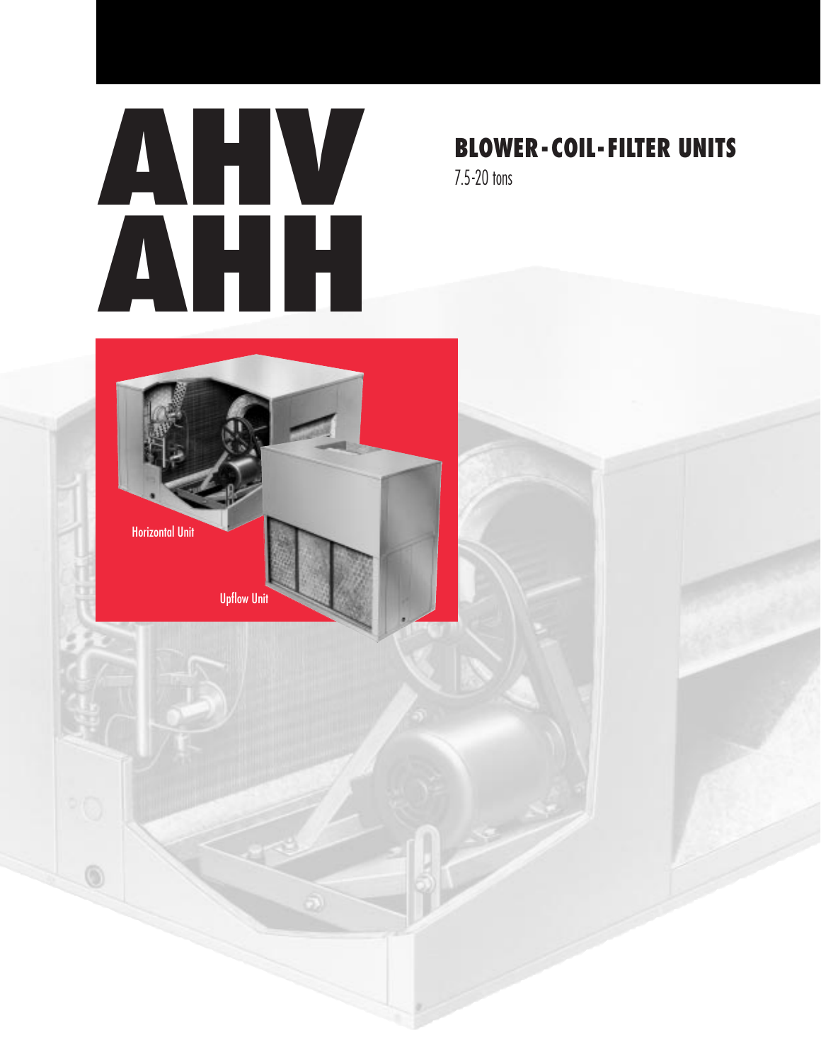# AHV
# AHH

## BLOWER-COIL-FILTER UNITS

7.5-20 tons

Horizontal Unit

Upflow Unit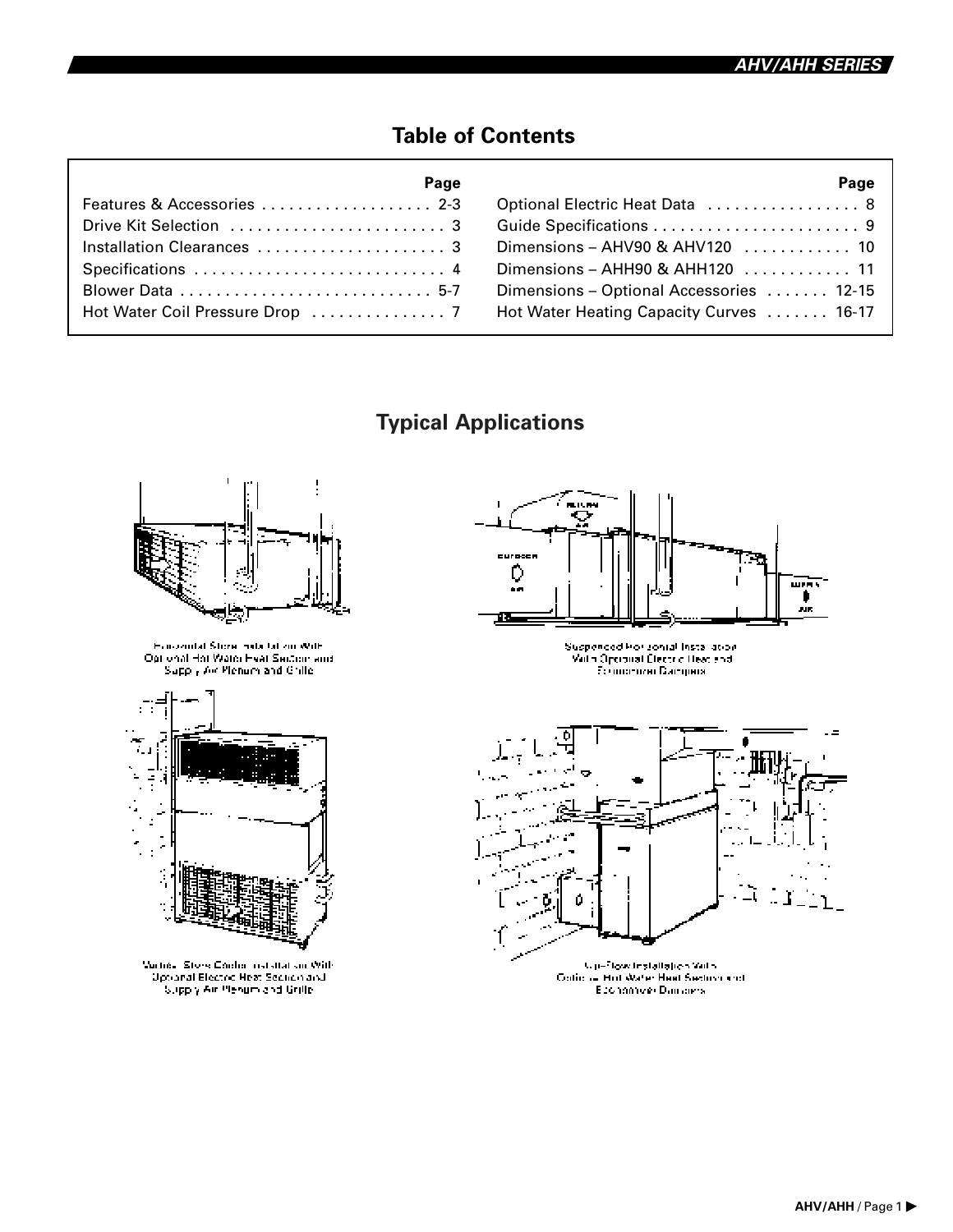## Table of Contents

| | Page | | Page |
|---|---|---|---|
| Features & Accessories | 2-3 | Optional Electric Heat Data | 8 |
| Drive Kit Selection | 3 | Guide Specifications | 9 |
| Installation Clearances | 3 | Dimensions – AHV90 & AHV120 | 10 |
| Specifications | 4 | Dimensions – AHH90 & AHH120 | 11 |
| Blower Data | 5-7 | Dimensions – Optional Accessories | 12-15 |
| Hot Water Coil Pressure Drop | 7 | Hot Water Heating Capacity Curves | 16-17 |

## Typical Applications

Horizontal Store Installation With Optional Hot Water Heat Section and Supply Air Plenum and Grille

Suspended Horizontal Installation With Optional Electric Heat and Economizer Dampers

Vertical Store Cooler Installation With Optional Electric Heat Section and Supply Air Plenum and Grille

Up-Flow Installation With Optional Hot Water Heat Section and Economizer Dampers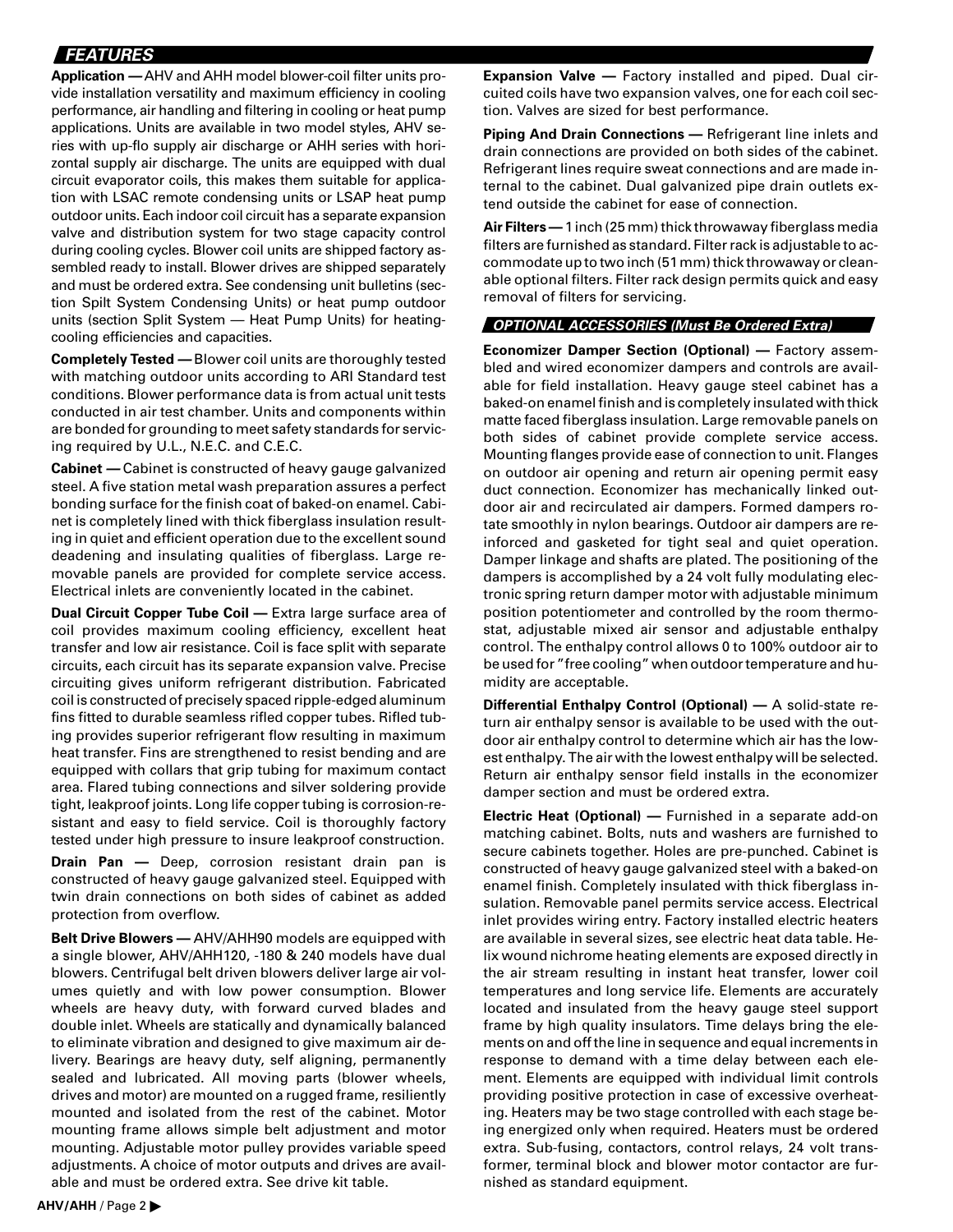## FEATURES

**Application —** AHV and AHH model blower-coil filter units provide installation versatility and maximum efficiency in cooling performance, air handling and filtering in cooling or heat pump applications. Units are available in two model styles, AHV series with up-flo supply air discharge or AHH series with horizontal supply air discharge. The units are equipped with dual circuit evaporator coils, this makes them suitable for application with LSAC remote condensing units or LSAP heat pump outdoor units. Each indoor coil circuit has a separate expansion valve and distribution system for two stage capacity control during cooling cycles. Blower coil units are shipped factory assembled ready to install. Blower drives are shipped separately and must be ordered extra. See condensing unit bulletins (section Spilt System Condensing Units) or heat pump outdoor units (section Split System — Heat Pump Units) for heating-cooling efficiencies and capacities.

**Completely Tested —** Blower coil units are thoroughly tested with matching outdoor units according to ARI Standard test conditions. Blower performance data is from actual unit tests conducted in air test chamber. Units and components within are bonded for grounding to meet safety standards for servicing required by U.L., N.E.C. and C.E.C.

**Cabinet —** Cabinet is constructed of heavy gauge galvanized steel. A five station metal wash preparation assures a perfect bonding surface for the finish coat of baked-on enamel. Cabinet is completely lined with thick fiberglass insulation resulting in quiet and efficient operation due to the excellent sound deadening and insulating qualities of fiberglass. Large removable panels are provided for complete service access. Electrical inlets are conveniently located in the cabinet.

**Dual Circuit Copper Tube Coil —** Extra large surface area of coil provides maximum cooling efficiency, excellent heat transfer and low air resistance. Coil is face split with separate circuits, each circuit has its separate expansion valve. Precise circuiting gives uniform refrigerant distribution. Fabricated coil is constructed of precisely spaced ripple-edged aluminum fins fitted to durable seamless rifled copper tubes. Rifled tubing provides superior refrigerant flow resulting in maximum heat transfer. Fins are strengthened to resist bending and are equipped with collars that grip tubing for maximum contact area. Flared tubing connections and silver soldering provide tight, leakproof joints. Long life copper tubing is corrosion-resistant and easy to field service. Coil is thoroughly factory tested under high pressure to insure leakproof construction.

**Drain Pan —** Deep, corrosion resistant drain pan is constructed of heavy gauge galvanized steel. Equipped with twin drain connections on both sides of cabinet as added protection from overflow.

**Belt Drive Blowers —** AHV/AHH90 models are equipped with a single blower, AHV/AHH120, -180 & 240 models have dual blowers. Centrifugal belt driven blowers deliver large air volumes quietly and with low power consumption. Blower wheels are heavy duty, with forward curved blades and double inlet. Wheels are statically and dynamically balanced to eliminate vibration and designed to give maximum air delivery. Bearings are heavy duty, self aligning, permanently sealed and lubricated. All moving parts (blower wheels, drives and motor) are mounted on a rugged frame, resiliently mounted and isolated from the rest of the cabinet. Motor mounting frame allows simple belt adjustment and motor mounting. Adjustable motor pulley provides variable speed adjustments. A choice of motor outputs and drives are available and must be ordered extra. See drive kit table.

**Expansion Valve —** Factory installed and piped. Dual circuited coils have two expansion valves, one for each coil section. Valves are sized for best performance.

**Piping And Drain Connections —** Refrigerant line inlets and drain connections are provided on both sides of the cabinet. Refrigerant lines require sweat connections and are made internal to the cabinet. Dual galvanized pipe drain outlets extend outside the cabinet for ease of connection.

**Air Filters —** 1 inch (25 mm) thick throwaway fiberglass media filters are furnished as standard. Filter rack is adjustable to accommodate up to two inch (51 mm) thick throwaway or cleanable optional filters. Filter rack design permits quick and easy removal of filters for servicing.

### OPTIONAL ACCESSORIES (Must Be Ordered Extra)

**Economizer Damper Section (Optional) —** Factory assembled and wired economizer dampers and controls are available for field installation. Heavy gauge steel cabinet has a baked-on enamel finish and is completely insulated with thick matte faced fiberglass insulation. Large removable panels on both sides of cabinet provide complete service access. Mounting flanges provide ease of connection to unit. Flanges on outdoor air opening and return air opening permit easy duct connection. Economizer has mechanically linked outdoor air and recirculated air dampers. Formed dampers rotate smoothly in nylon bearings. Outdoor air dampers are reinforced and gasketed for tight seal and quiet operation. Damper linkage and shafts are plated. The positioning of the dampers is accomplished by a 24 volt fully modulating electronic spring return damper motor with adjustable minimum position potentiometer and controlled by the room thermostat, adjustable mixed air sensor and adjustable enthalpy control. The enthalpy control allows 0 to 100% outdoor air to be used for "free cooling" when outdoor temperature and humidity are acceptable.

**Differential Enthalpy Control (Optional) —** A solid-state return air enthalpy sensor is available to be used with the outdoor air enthalpy control to determine which air has the lowest enthalpy. The air with the lowest enthalpy will be selected. Return air enthalpy sensor field installs in the economizer damper section and must be ordered extra.

**Electric Heat (Optional) —** Furnished in a separate add-on matching cabinet. Bolts, nuts and washers are furnished to secure cabinets together. Holes are pre-punched. Cabinet is constructed of heavy gauge galvanized steel with a baked-on enamel finish. Completely insulated with thick fiberglass insulation. Removable panel permits service access. Electrical inlet provides wiring entry. Factory installed electric heaters are available in several sizes, see electric heat data table. Helix wound nichrome heating elements are exposed directly in the air stream resulting in instant heat transfer, lower coil temperatures and long service life. Elements are accurately located and insulated from the heavy gauge steel support frame by high quality insulators. Time delays bring the elements on and off the line in sequence and equal increments in response to demand with a time delay between each element. Elements are equipped with individual limit controls providing positive protection in case of excessive overheating. Heaters may be two stage controlled with each stage being energized only when required. Heaters must be ordered extra. Sub-fusing, contactors, control relays, 24 volt transformer, terminal block and blower motor contactor are furnished as standard equipment.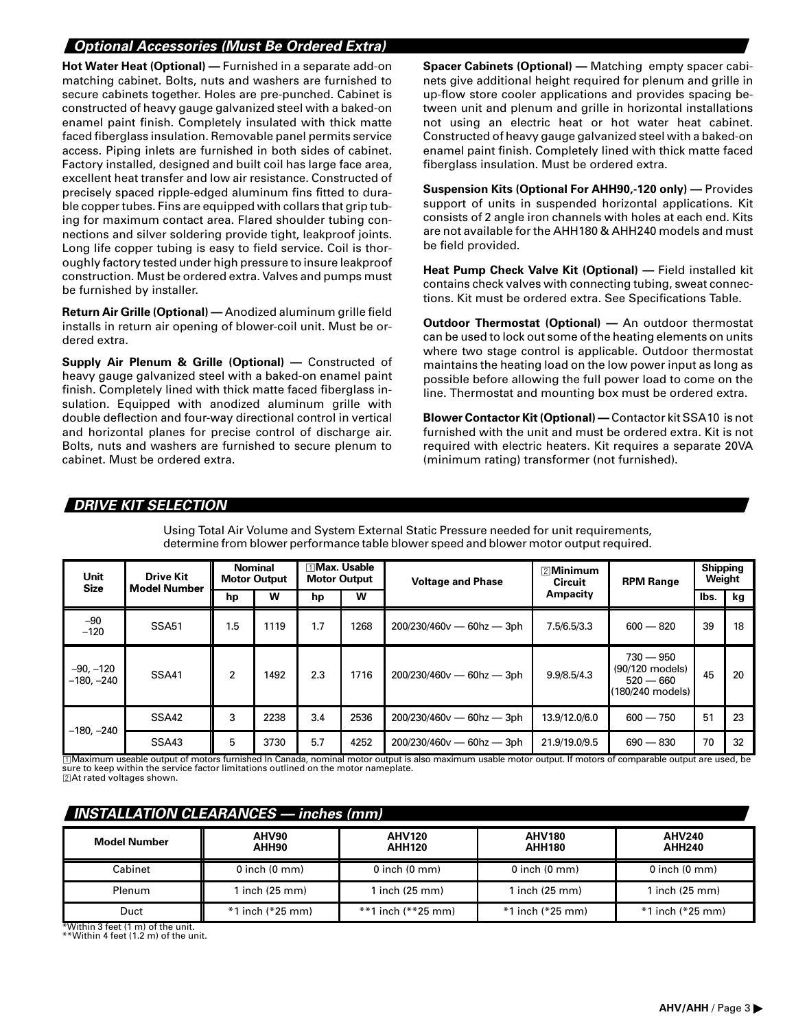## Optional Accessories (Must Be Ordered Extra)

**Hot Water Heat (Optional) —** Furnished in a separate add-on matching cabinet. Bolts, nuts and washers are furnished to secure cabinets together. Holes are pre-punched. Cabinet is constructed of heavy gauge galvanized steel with a baked-on enamel paint finish. Completely insulated with thick matte faced fiberglass insulation. Removable panel permits service access. Piping inlets are furnished in both sides of cabinet. Factory installed, designed and built coil has large face area, excellent heat transfer and low air resistance. Constructed of precisely spaced ripple-edged aluminum fins fitted to durable copper tubes. Fins are equipped with collars that grip tubing for maximum contact area. Flared shoulder tubing connections and silver soldering provide tight, leakproof joints. Long life copper tubing is easy to field service. Coil is thoroughly factory tested under high pressure to insure leakproof construction. Must be ordered extra. Valves and pumps must be furnished by installer.

**Return Air Grille (Optional) —** Anodized aluminum grille field installs in return air opening of blower-coil unit. Must be ordered extra.

**Supply Air Plenum & Grille (Optional) —** Constructed of heavy gauge galvanized steel with a baked-on enamel paint finish. Completely lined with thick matte faced fiberglass insulation. Equipped with anodized aluminum grille with double deflection and four-way directional control in vertical and horizontal planes for precise control of discharge air. Bolts, nuts and washers are furnished to secure plenum to cabinet. Must be ordered extra.

**Spacer Cabinets (Optional) —** Matching empty spacer cabinets give additional height required for plenum and grille in up-flow store cooler applications and provides spacing between unit and plenum and grille in horizontal installations not using an electric heat or hot water heat cabinet. Constructed of heavy gauge galvanized steel with a baked-on enamel paint finish. Completely lined with thick matte faced fiberglass insulation. Must be ordered extra.

**Suspension Kits (Optional For AHH90,-120 only) —** Provides support of units in suspended horizontal applications. Kit consists of 2 angle iron channels with holes at each end. Kits are not available for the AHH180 & AHH240 models and must be field provided.

**Heat Pump Check Valve Kit (Optional) —** Field installed kit contains check valves with connecting tubing, sweat connections. Kit must be ordered extra. See Specifications Table.

**Outdoor Thermostat (Optional) —** An outdoor thermostat can be used to lock out some of the heating elements on units where two stage control is applicable. Outdoor thermostat maintains the heating load on the low power input as long as possible before allowing the full power load to come on the line. Thermostat and mounting box must be ordered extra.

**Blower Contactor Kit (Optional) —** Contactor kit SSA10 is not furnished with the unit and must be ordered extra. Kit is not required with electric heaters. Kit requires a separate 20VA (minimum rating) transformer (not furnished).

## DRIVE KIT SELECTION

Using Total Air Volume and System External Static Pressure needed for unit requirements, determine from blower performance table blower speed and blower motor output required.

| Unit Size | Drive Kit Model Number | Nominal Motor Output | | [1] Max. Usable Motor Output | | Voltage and Phase | [2] Minimum Circuit Ampacity | RPM Range | Shipping Weight | |
|---|---|---|---|---|---|---|---|---|---|---|
| | | hp | W | hp | W | | | | lbs. | kg |
| –90 –120 | SSA51 | 1.5 | 1119 | 1.7 | 1268 | 200/230/460v — 60hz — 3ph | 7.5/6.5/3.3 | 600 — 820 | 39 | 18 |
| –90, –120 –180, –240 | SSA41 | 2 | 1492 | 2.3 | 1716 | 200/230/460v — 60hz — 3ph | 9.9/8.5/4.3 | 730 — 950 (90/120 models) 520 — 660 (180/240 models) | 45 | 20 |
| –180, –240 | SSA42 | 3 | 2238 | 3.4 | 2536 | 200/230/460v — 60hz — 3ph | 13.9/12.0/6.0 | 600 — 750 | 51 | 23 |
| | SSA43 | 5 | 3730 | 5.7 | 4252 | 200/230/460v — 60hz — 3ph | 21.9/19.0/9.5 | 690 — 830 | 70 | 32 |

[1] Maximum useable output of motors furnished In Canada, nominal motor output is also maximum usable motor output. If motors of comparable output are used, be sure to keep within the service factor limitations outlined on the motor nameplate.
[2] At rated voltages shown.

## INSTALLATION CLEARANCES — inches (mm)

| Model Number | AHV90 AHH90 | AHV120 AHH120 | AHV180 AHH180 | AHV240 AHH240 |
|---|---|---|---|---|
| Cabinet | 0 inch (0 mm) | 0 inch (0 mm) | 0 inch (0 mm) | 0 inch (0 mm) |
| Plenum | 1 inch (25 mm) | 1 inch (25 mm) | 1 inch (25 mm) | 1 inch (25 mm) |
| Duct | *1 inch (*25 mm) | **1 inch (**25 mm) | *1 inch (*25 mm) | *1 inch (*25 mm) |

*Within 3 feet (1 m) of the unit.
**Within 4 feet (1.2 m) of the unit.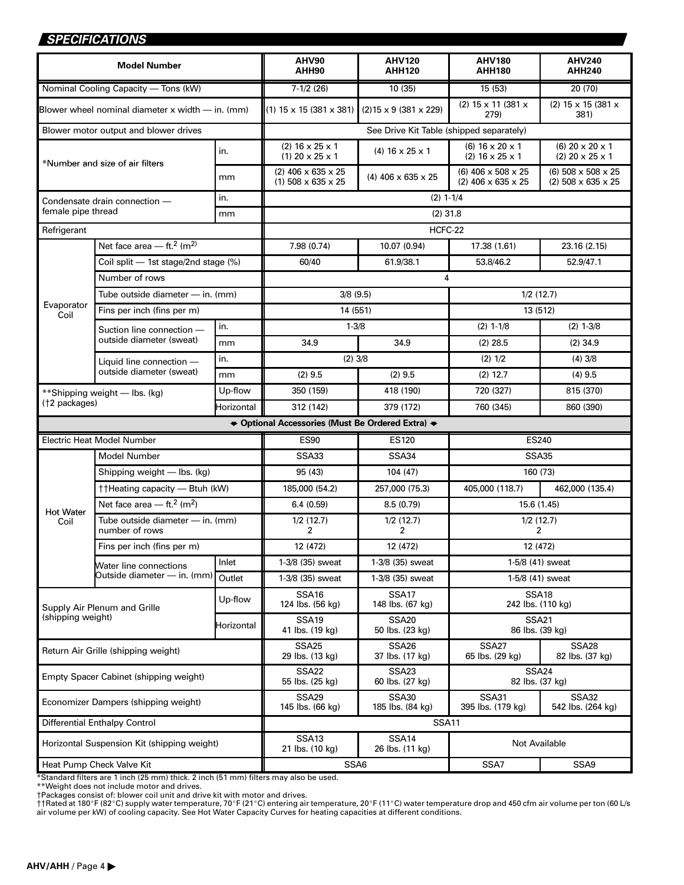## SPECIFICATIONS

| Model Number | | | AHV90<br>AHH90 | AHV120<br>AHH120 | AHV180<br>AHH180 | AHV240<br>AHH240 |
|---|---|---|---|---|---|---|
| Nominal Cooling Capacity — Tons (kW) | | | 7-1/2 (26) | 10 (35) | 15 (53) | 20 (70) |
| Blower wheel nominal diameter x width — in. (mm) | | | (1) 15 x 15 (381 x 381) | (2)15 x 9 (381 x 229) | (2) 15 x 11 (381 x 279) | (2) 15 x 15 (381 x 381) |
| Blower motor output and blower drives | | | See Drive Kit Table (shipped separately) | | | |
| *Number and size of air filters | | in. | (2) 16 x 25 x 1<br>(1) 20 x 25 x 1 | (4) 16 x 25 x 1 | (6) 16 x 20 x 1<br>(2) 16 x 25 x 1 | (6) 20 x 20 x 1<br>(2) 20 x 25 x 1 |
| | | mm | (2) 406 x 635 x 25<br>(1) 508 x 635 x 25 | (4) 406 x 635 x 25 | (6) 406 x 508 x 25<br>(2) 406 x 635 x 25 | (6) 508 x 508 x 25<br>(2) 508 x 635 x 25 |
| Condensate drain connection — female pipe thread | | in. | (2) 1-1/4 | | | |
| | | mm | (2) 31.8 | | | |
| Refrigerant | | | HCFC-22 | | | |
| Evaporator Coil | Net face area — ft.$^2$ (m$^2$) | | 7.98 (0.74) | 10.07 (0.94) | 17.38 (1.61) | 23.16 (2.15) |
| | Coil split — 1st stage/2nd stage (%) | | 60/40 | 61.9/38.1 | 53.8/46.2 | 52.9/47.1 |
| | Number of rows | | 4 | | | |
| | Tube outside diameter — in. (mm) | | 3/8 (9.5) | | 1/2 (12.7) | |
| | Fins per inch (fins per m) | | 14 (551) | | 13 (512) | |
| | Suction line connection — outside diameter (sweat) | in. | 1-3/8 | | (2) 1-1/8 | (2) 1-3/8 |
| | | mm | 34.9 | 34.9 | (2) 28.5 | (2) 34.9 |
| | Liquid line connection — outside diameter (sweat) | in. | (2) 3/8 | | (2) 1/2 | (4) 3/8 |
| | | mm | (2) 9.5 | (2) 9.5 | (2) 12.7 | (4) 9.5 |
| **Shipping weight — lbs. (kg) (†2 packages) | | Up-flow | 350 (159) | 418 (190) | 720 (327) | 815 (370) |
| | | Horizontal | 312 (142) | 379 (172) | 760 (345) | 860 (390) |
| **Optional Accessories (Must Be Ordered Extra)** | | | | | | |
| Electric Heat Model Number | | | ES90 | ES120 | ES240 | |
| Hot Water Coil | Model Number | | SSA33 | SSA34 | SSA35 | |
| | Shipping weight — lbs. (kg) | | 95 (43) | 104 (47) | 160 (73) | |
| | ††Heating capacity — Btuh (kW) | | 185,000 (54.2) | 257,000 (75.3) | 405,000 (118.7) | 462,000 (135.4) |
| | Net face area — ft.$^2$ (m$^2$) | | 6.4 (0.59) | 8.5 (0.79) | 15.6 (1.45) | |
| | Tube outside diameter — in. (mm)<br>number of rows | | 1/2 (12.7)<br>2 | 1/2 (12.7)<br>2 | 1/2 (12.7)<br>2 | |
| | Fins per inch (fins per m) | | 12 (472) | 12 (472) | 12 (472) | |
| | Water line connections Outside diameter — in. (mm) | Inlet | 1-3/8 (35) sweat | 1-3/8 (35) sweat | 1-5/8 (41) sweat | |
| | | Outlet | 1-3/8 (35) sweat | 1-3/8 (35) sweat | 1-5/8 (41) sweat | |
| Supply Air Plenum and Grille (shipping weight) | | Up-flow | SSA16<br>124 lbs. (56 kg) | SSA17<br>148 lbs. (67 kg) | SSA18<br>242 lbs. (110 kg) | |
| | | Horizontal | SSA19<br>41 lbs. (19 kg) | SSA20<br>50 lbs. (23 kg) | SSA21<br>86 lbs. (39 kg) | |
| Return Air Grille (shipping weight) | | | SSA25<br>29 lbs. (13 kg) | SSA26<br>37 lbs. (17 kg) | SSA27<br>65 lbs. (29 kg) | SSA28<br>82 lbs. (37 kg) |
| Empty Spacer Cabinet (shipping weight) | | | SSA22<br>55 lbs. (25 kg) | SSA23<br>60 lbs. (27 kg) | SSA24<br>82 lbs. (37 kg) | |
| Economizer Dampers (shipping weight) | | | SSA29<br>145 lbs. (66 kg) | SSA30<br>185 lbs. (84 kg) | SSA31<br>395 lbs. (179 kg) | SSA32<br>542 lbs. (264 kg) |
| Differential Enthalpy Control | | | SSA11 | | | |
| Horizontal Suspension Kit (shipping weight) | | | SSA13<br>21 lbs. (10 kg) | SSA14<br>26 lbs. (11 kg) | Not Available | |
| Heat Pump Check Valve Kit | | | SSA6 | | SSA7 | SSA9 |

*Standard filters are 1 inch (25 mm) thick. 2 inch (51 mm) filters may also be used.
**Weight does not include motor and drives.
†Packages consist of: blower coil unit and drive kit with motor and drives.
††Rated at 180°F (82°C) supply water temperature, 70°F (21°C) entering air temperature, 20°F (11°C) water temperature drop and 450 cfm air volume per ton (60 L/s air volume per kW) of cooling capacity. See Hot Water Capacity Curves for heating capacities at different conditions.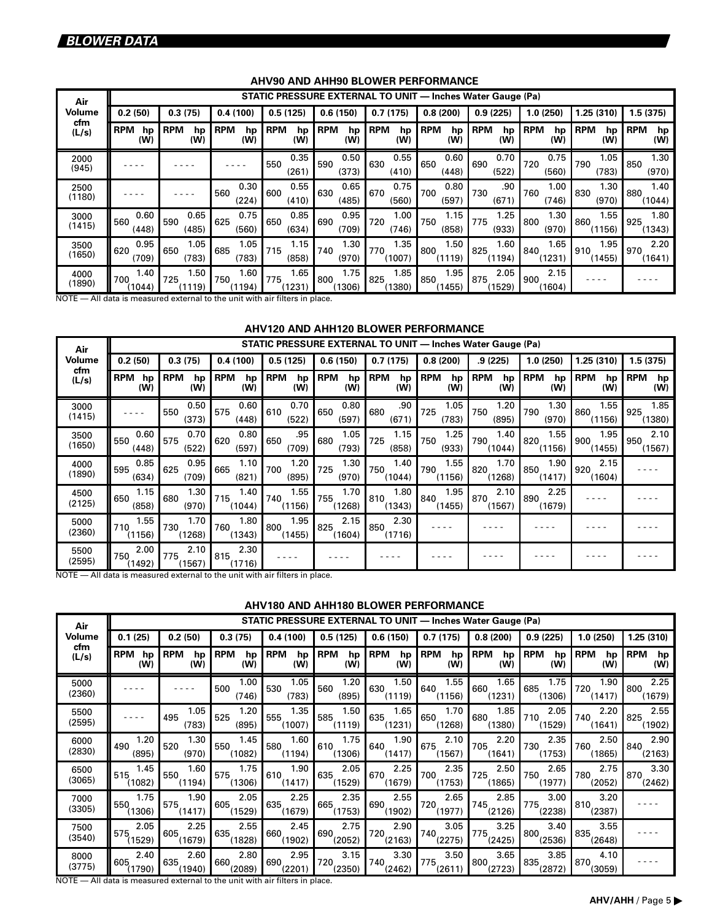## BLOWER DATA

### AHV90 AND AHH90 BLOWER PERFORMANCE

| Air Volume cfm (L/s) | STATIC PRESSURE EXTERNAL TO UNIT — Inches Water Gauge (Pa) | | | | | | | | | | | | | | | | | | | | | |
|---|---|---|---|---|---|---|---|---|---|---|---|---|---|---|---|---|---|---|---|---|---|---|
| | 0.2 (50) | | 0.3 (75) | | 0.4 (100) | | 0.5 (125) | | 0.6 (150) | | 0.7 (175) | | 0.8 (200) | | 0.9 (225) | | 1.0 (250) | | 1.25 (310) | | 1.5 (375) | |
| | RPM | hp (W) | RPM | hp (W) | RPM | hp (W) | RPM | hp (W) | RPM | hp (W) | RPM | hp (W) | RPM | hp (W) | RPM | hp (W) | RPM | hp (W) | RPM | hp (W) | RPM | hp (W) |
| 2000 (945) | ---- | | ---- | | ---- | | 550 | 0.35 (261) | 590 | 0.50 (373) | 630 | 0.55 (410) | 650 | 0.60 (448) | 690 | 0.70 (522) | 720 | 0.75 (560) | 790 | 1.05 (783) | 850 | 1.30 (970) |
| 2500 (1180) | ---- | | ---- | | 560 | 0.30 (224) | 600 | 0.55 (410) | 630 | 0.65 (485) | 670 | 0.75 (560) | 700 | 0.80 (597) | 730 | .90 (671) | 760 | 1.00 (746) | 830 | 1.30 (970) | 880 | 1.40 (1044) |
| 3000 (1415) | 560 | 0.60 (448) | 590 | 0.65 (485) | 625 | 0.75 (560) | 650 | 0.85 (634) | 690 | 0.95 (709) | 720 | 1.00 (746) | 750 | 1.15 (858) | 775 | 1.25 (933) | 800 | 1.30 (970) | 860 | 1.55 (1156) | 925 | 1.80 (1343) |
| 3500 (1650) | 620 | 0.95 (709) | 650 | 1.05 (783) | 685 | 1.05 (783) | 715 | 1.15 (858) | 740 | 1.30 (970) | 770 | 1.35 (1007) | 800 | 1.50 (1119) | 825 | 1.60 (1194) | 840 | 1.65 (1231) | 910 | 1.95 (1455) | 970 | 2.20 (1641) |
| 4000 (1890) | 700 | 1.40 (1044) | 725 | 1.50 (1119) | 750 | 1.60 (1194) | 775 | 1.65 (1231) | 800 | 1.75 (1306) | 825 | 1.85 (1380) | 850 | 1.95 (1455) | 875 | 2.05 (1529) | 900 | 2.15 (1604) | ---- | | ---- | |

NOTE — All data is measured external to the unit with air filters in place.

### AHV120 AND AHH120 BLOWER PERFORMANCE

| Air Volume cfm (L/s) | STATIC PRESSURE EXTERNAL TO UNIT — Inches Water Gauge (Pa) | | | | | | | | | | | | | | | | | | | | | |
|---|---|---|---|---|---|---|---|---|---|---|---|---|---|---|---|---|---|---|---|---|---|---|
| | 0.2 (50) | | 0.3 (75) | | 0.4 (100) | | 0.5 (125) | | 0.6 (150) | | 0.7 (175) | | 0.8 (200) | | .9 (225) | | 1.0 (250) | | 1.25 (310) | | 1.5 (375) | |
| | RPM | hp (W) | RPM | hp (W) | RPM | hp (W) | RPM | hp (W) | RPM | hp (W) | RPM | hp (W) | RPM | hp (W) | RPM | hp (W) | RPM | hp (W) | RPM | hp (W) | RPM | hp (W) |
| 3000 (1415) | ---- | | 550 | 0.50 (373) | 575 | 0.60 (448) | 610 | 0.70 (522) | 650 | 0.80 (597) | 680 | .90 (671) | 725 | 1.05 (783) | 750 | 1.20 (895) | 790 | 1.30 (970) | 860 | 1.55 (1156) | 925 | 1.85 (1380) |
| 3500 (1650) | 550 | 0.60 (448) | 575 | 0.70 (522) | 620 | 0.80 (597) | 650 | .95 (709) | 680 | 1.05 (793) | 725 | 1.15 (858) | 750 | 1.25 (933) | 790 | 1.40 (1044) | 820 | 1.55 (1156) | 900 | 1.95 (1455) | 950 | 2.10 (1567) |
| 4000 (1890) | 595 | 0.85 (634) | 625 | 0.95 (709) | 665 | 1.10 (821) | 700 | 1.20 (895) | 725 | 1.30 (970) | 750 | 1.40 (1044) | 790 | 1.55 (1156) | 820 | 1.70 (1268) | 850 | 1.90 (1417) | 920 | 2.15 (1604) | ---- | |
| 4500 (2125) | 650 | 1.15 (858) | 680 | 1.30 (970) | 715 | 1.40 (1044) | 740 | 1.55 (1156) | 755 | 1.70 (1268) | 810 | 1.80 (1343) | 840 | 1.95 (1455) | 870 | 2.10 (1567) | 890 | 2.25 (1679) | ---- | | ---- | |
| 5000 (2360) | 710 | 1.55 (1156) | 730 | 1.70 (1268) | 760 | 1.80 (1343) | 800 | 1.95 (1455) | 825 | 2.15 (1604) | 850 | 2.30 (1716) | ---- | | ---- | | ---- | | ---- | | ---- | |
| 5500 (2595) | 750 | 2.00 (1492) | 775 | 2.10 (1567) | 815 | 2.30 (1716) | ---- | | ---- | | ---- | | ---- | | ---- | | ---- | | ---- | | ---- | |

NOTE — All data is measured external to the unit with air filters in place.

### AHV180 AND AHH180 BLOWER PERFORMANCE

| Air Volume cfm (L/s) | STATIC PRESSURE EXTERNAL TO UNIT — Inches Water Gauge (Pa) | | | | | | | | | | | | | | | | | | | | | |
|---|---|---|---|---|---|---|---|---|---|---|---|---|---|---|---|---|---|---|---|---|---|---|
| | 0.1 (25) | | 0.2 (50) | | 0.3 (75) | | 0.4 (100) | | 0.5 (125) | | 0.6 (150) | | 0.7 (175) | | 0.8 (200) | | 0.9 (225) | | 1.0 (250) | | 1.25 (310) | |
| | RPM | hp (W) | RPM | hp (W) | RPM | hp (W) | RPM | hp (W) | RPM | hp (W) | RPM | hp (W) | RPM | hp (W) | RPM | hp (W) | RPM | hp (W) | RPM | hp (W) | RPM | hp (W) |
| 5000 (2360) | ---- | | ---- | | 500 | 1.00 (746) | 530 | 1.05 (783) | 560 | 1.20 (895) | 630 | 1.50 (1119) | 640 | 1.55 (1156) | 660 | 1.65 (1231) | 685 | 1.75 (1306) | 720 | 1.90 (1417) | 800 | 2.25 (1679) |
| 5500 (2595) | ---- | | 495 | 1.05 (783) | 525 | 1.20 (895) | 555 | 1.35 (1007) | 585 | 1.50 (1119) | 635 | 1.65 (1231) | 650 | 1.70 (1268) | 680 | 1.85 (1380) | 710 | 2.05 (1529) | 740 | 2.20 (1641) | 825 | 2.55 (1902) |
| 6000 (2830) | 490 | 1.20 (895) | 520 | 1.30 (970) | 550 | 1.45 (1082) | 580 | 1.60 (1194) | 610 | 1.75 (1306) | 640 | 1.90 (1417) | 675 | 2.10 (1567) | 705 | 2.20 (1641) | 730 | 2.35 (1753) | 760 | 2.50 (1865) | 840 | 2.90 (2163) |
| 6500 (3065) | 515 | 1.45 (1082) | 550 | 1.60 (1194) | 575 | 1.75 (1306) | 610 | 1.90 (1417) | 635 | 2.05 (1529) | 670 | 2.25 (1679) | 700 | 2.35 (1753) | 725 | 2.50 (1865) | 750 | 2.65 (1977) | 780 | 2.75 (2052) | 870 | 3.30 (2462) |
| 7000 (3305) | 550 | 1.75 (1306) | 575 | 1.90 (1417) | 605 | 2.05 (1529) | 635 | 2.25 (1679) | 665 | 2.35 (1753) | 690 | 2.55 (1902) | 720 | 2.65 (1977) | 745 | 2.85 (2126) | 775 | 3.00 (2238) | 810 | 3.20 (2387) | ---- | |
| 7500 (3540) | 575 | 2.05 (1529) | 605 | 2.25 (1679) | 635 | 2.55 (1828) | 660 | 2.45 (1902) | 690 | 2.75 (2052) | 720 | 2.90 (2163) | 740 | 3.05 (2275) | 775 | 3.25 (2425) | 800 | 3.40 (2536) | 835 | 3.55 (2648) | ---- | |
| 8000 (3775) | 605 | 2.40 (1790) | 635 | 2.60 (1940) | 660 | 2.80 (2089) | 690 | 2.95 (2201) | 720 | 3.15 (2350) | 740 | 3.30 (2462) | 775 | 3.50 (2611) | 800 | 3.65 (2723) | 835 | 3.85 (2872) | 870 | 4.10 (3059) | ---- | |

NOTE — All data is measured external to the unit with air filters in place.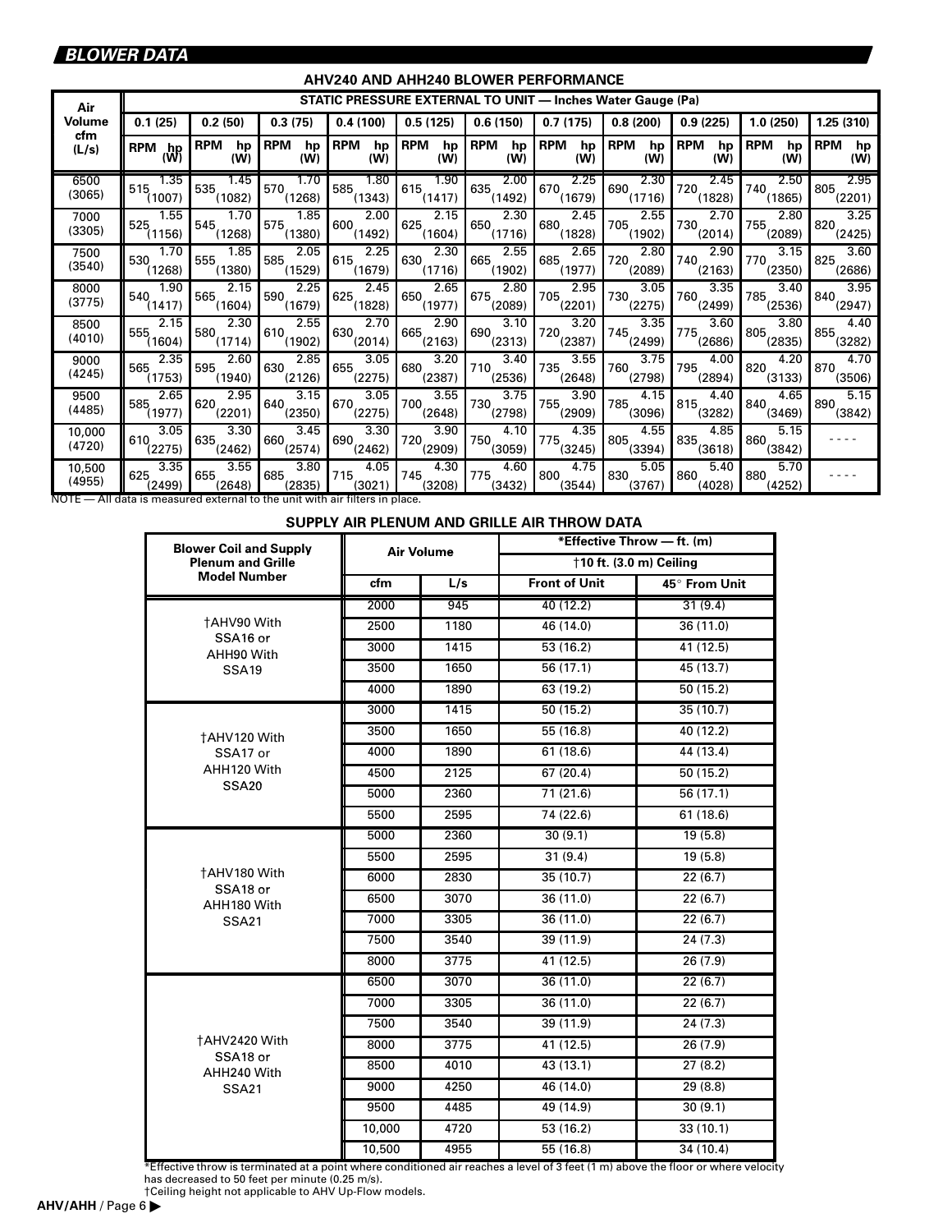## BLOWER DATA

**AHV240 AND AHH240 BLOWER PERFORMANCE**

| Air Volume cfm (L/s) | STATIC PRESSURE EXTERNAL TO UNIT — Inches Water Gauge (Pa) | | | | | | | | | | | | | | | | | | | | | |
|---|---|---|---|---|---|---|---|---|---|---|---|---|---|---|---|---|---|---|---|---|---|---|
| | 0.1 (25) | | 0.2 (50) | | 0.3 (75) | | 0.4 (100) | | 0.5 (125) | | 0.6 (150) | | 0.7 (175) | | 0.8 (200) | | 0.9 (225) | | 1.0 (250) | | 1.25 (310) | |
| | RPM | hp (W) | RPM | hp (W) | RPM | hp (W) | RPM | hp (W) | RPM | hp (W) | RPM | hp (W) | RPM | hp (W) | RPM | hp (W) | RPM | hp (W) | RPM | hp (W) | RPM | hp (W) |
| 6500 (3065) | 515 | 1.35 (1007) | 535 | 1.45 (1082) | 570 | 1.70 (1268) | 585 | 1.80 (1343) | 615 | 1.90 (1417) | 635 | 2.00 (1492) | 670 | 2.25 (1679) | 690 | 2.30 (1716) | 720 | 2.45 (1828) | 740 | 2.50 (1865) | 805 | 2.95 (2201) |
| 7000 (3305) | 525 | 1.55 (1156) | 545 | 1.70 (1268) | 575 | 1.85 (1380) | 600 | 2.00 (1492) | 625 | 2.15 (1604) | 650 | 2.30 (1716) | 680 | 2.45 (1828) | 705 | 2.55 (1902) | 730 | 2.70 (2014) | 755 | 2.80 (2089) | 820 | 3.25 (2425) |
| 7500 (3540) | 530 | 1.70 (1268) | 555 | 1.85 (1380) | 585 | 2.05 (1529) | 615 | 2.25 (1679) | 630 | 2.30 (1716) | 665 | 2.55 (1902) | 685 | 2.65 (1977) | 720 | 2.80 (2089) | 740 | 2.90 (2163) | 770 | 3.15 (2350) | 825 | 3.60 (2686) |
| 8000 (3775) | 540 | 1.90 (1417) | 565 | 2.15 (1604) | 590 | 2.25 (1679) | 625 | 2.45 (1828) | 650 | 2.65 (1977) | 675 | 2.80 (2089) | 705 | 2.95 (2201) | 730 | 3.05 (2275) | 760 | 3.35 (2499) | 785 | 3.40 (2536) | 840 | 3.95 (2947) |
| 8500 (4010) | 555 | 2.15 (1604) | 580 | 2.30 (1714) | 610 | 2.55 (1902) | 630 | 2.70 (2014) | 665 | 2.90 (2163) | 690 | 3.10 (2313) | 720 | 3.20 (2387) | 745 | 3.35 (2499) | 775 | 3.60 (2686) | 805 | 3.80 (2835) | 855 | 4.40 (3282) |
| 9000 (4245) | 565 | 2.35 (1753) | 595 | 2.60 (1940) | 630 | 2.85 (2126) | 655 | 3.05 (2275) | 680 | 3.20 (2387) | 710 | 3.40 (2536) | 735 | 3.55 (2648) | 760 | 3.75 (2798) | 795 | 4.00 (2894) | 820 | 4.20 (3133) | 870 | 4.70 (3506) |
| 9500 (4485) | 585 | 2.65 (1977) | 620 | 2.95 (2201) | 640 | 3.15 (2350) | 670 | 3.05 (2275) | 700 | 3.55 (2648) | 730 | 3.75 (2798) | 755 | 3.90 (2909) | 785 | 4.15 (3096) | 815 | 4.40 (3282) | 840 | 4.65 (3469) | 890 | 5.15 (3842) |
| 10,000 (4720) | 610 | 3.05 (2275) | 635 | 3.30 (2462) | 660 | 3.45 (2574) | 690 | 3.30 (2462) | 720 | 3.90 (2909) | 750 | 4.10 (3059) | 775 | 4.35 (3245) | 805 | 4.55 (3394) | 835 | 4.85 (3618) | 860 | 5.15 (3842) | - - - - | |
| 10,500 (4955) | 625 | 3.35 (2499) | 655 | 3.55 (2648) | 685 | 3.80 (2835) | 715 | 4.05 (3021) | 745 | 4.30 (3208) | 775 | 4.60 (3432) | 800 | 4.75 (3544) | 830 | 5.05 (3767) | 860 | 5.40 (4028) | 880 | 5.70 (4252) | - - - - | |

NOTE — All data is measured external to the unit with air filters in place.

**SUPPLY AIR PLENUM AND GRILLE AIR THROW DATA**

| Blower Coil and Supply Plenum and Grille Model Number | Air Volume | | *Effective Throw — ft. (m) | |
|---|---|---|---|---|
| | | | †10 ft. (3.0 m) Ceiling | |
| | cfm | L/s | Front of Unit | 45° From Unit |
| †AHV90 With SSA16 or AHH90 With SSA19 | 2000 | 945 | 40 (12.2) | 31 (9.4) |
| | 2500 | 1180 | 46 (14.0) | 36 (11.0) |
| | 3000 | 1415 | 53 (16.2) | 41 (12.5) |
| | 3500 | 1650 | 56 (17.1) | 45 (13.7) |
| | 4000 | 1890 | 63 (19.2) | 50 (15.2) |
| †AHV120 With SSA17 or AHH120 With SSA20 | 3000 | 1415 | 50 (15.2) | 35 (10.7) |
| | 3500 | 1650 | 55 (16.8) | 40 (12.2) |
| | 4000 | 1890 | 61 (18.6) | 44 (13.4) |
| | 4500 | 2125 | 67 (20.4) | 50 (15.2) |
| | 5000 | 2360 | 71 (21.6) | 56 (17.1) |
| | 5500 | 2595 | 74 (22.6) | 61 (18.6) |
| †AHV180 With SSA18 or AHH180 With SSA21 | 5000 | 2360 | 30 (9.1) | 19 (5.8) |
| | 5500 | 2595 | 31 (9.4) | 19 (5.8) |
| | 6000 | 2830 | 35 (10.7) | 22 (6.7) |
| | 6500 | 3070 | 36 (11.0) | 22 (6.7) |
| | 7000 | 3305 | 36 (11.0) | 22 (6.7) |
| | 7500 | 3540 | 39 (11.9) | 24 (7.3) |
| | 8000 | 3775 | 41 (12.5) | 26 (7.9) |
| †AHV2420 With SSA18 or AHH240 With SSA21 | 6500 | 3070 | 36 (11.0) | 22 (6.7) |
| | 7000 | 3305 | 36 (11.0) | 22 (6.7) |
| | 7500 | 3540 | 39 (11.9) | 24 (7.3) |
| | 8000 | 3775 | 41 (12.5) | 26 (7.9) |
| | 8500 | 4010 | 43 (13.1) | 27 (8.2) |
| | 9000 | 4250 | 46 (14.0) | 29 (8.8) |
| | 9500 | 4485 | 49 (14.9) | 30 (9.1) |
| | 10,000 | 4720 | 53 (16.2) | 33 (10.1) |
| | 10,500 | 4955 | 55 (16.8) | 34 (10.4) |

*Effective throw is terminated at a point where conditioned air reaches a level of 3 feet (1 m) above the floor or where velocity has decreased to 50 feet per minute (0.25 m/s).
†Ceiling height not applicable to AHV Up-Flow models.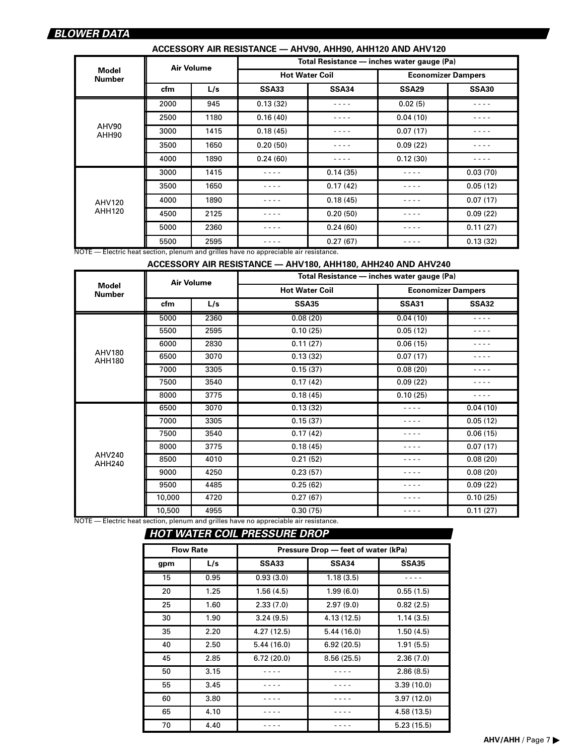## BLOWER DATA

**ACCESSORY AIR RESISTANCE — AHV90, AHH90, AHH120 AND AHV120**

| Model Number | Air Volume | | Total Resistance — inches water gauge (Pa) | | | |
|---|---|---|---|---|---|---|
| | | | Hot Water Coil | | Economizer Dampers | |
| | cfm | L/s | SSA33 | SSA34 | SSA29 | SSA30 |
| AHV90 AHH90 | 2000 | 945 | 0.13 (32) | - - - - | 0.02 (5) | - - - - |
| | 2500 | 1180 | 0.16 (40) | - - - - | 0.04 (10) | - - - - |
| | 3000 | 1415 | 0.18 (45) | - - - - | 0.07 (17) | - - - - |
| | 3500 | 1650 | 0.20 (50) | - - - - | 0.09 (22) | - - - - |
| | 4000 | 1890 | 0.24 (60) | - - - - | 0.12 (30) | - - - - |
| AHV120 AHH120 | 3000 | 1415 | - - - - | 0.14 (35) | - - - - | 0.03 (70) |
| | 3500 | 1650 | - - - - | 0.17 (42) | - - - - | 0.05 (12) |
| | 4000 | 1890 | - - - - | 0.18 (45) | - - - - | 0.07 (17) |
| | 4500 | 2125 | - - - - | 0.20 (50) | - - - - | 0.09 (22) |
| | 5000 | 2360 | - - - - | 0.24 (60) | - - - - | 0.11 (27) |
| | 5500 | 2595 | - - - - | 0.27 (67) | - - - - | 0.13 (32) |

NOTE — Electric heat section, plenum and grilles have no appreciable air resistance.

**ACCESSORY AIR RESISTANCE — AHV180, AHH180, AHH240 AND AHV240**

| Model Number | Air Volume | | Total Resistance — inches water gauge (Pa) | | |
|---|---|---|---|---|---|
| | | | Hot Water Coil | Economizer Dampers | |
| | cfm | L/s | SSA35 | SSA31 | SSA32 |
| AHV180 AHH180 | 5000 | 2360 | 0.08 (20) | 0.04 (10) | - - - - |
| | 5500 | 2595 | 0.10 (25) | 0.05 (12) | - - - - |
| | 6000 | 2830 | 0.11 (27) | 0.06 (15) | - - - - |
| | 6500 | 3070 | 0.13 (32) | 0.07 (17) | - - - - |
| | 7000 | 3305 | 0.15 (37) | 0.08 (20) | - - - - |
| | 7500 | 3540 | 0.17 (42) | 0.09 (22) | - - - - |
| | 8000 | 3775 | 0.18 (45) | 0.10 (25) | - - - - |
| AHV240 AHH240 | 6500 | 3070 | 0.13 (32) | - - - - | 0.04 (10) |
| | 7000 | 3305 | 0.15 (37) | - - - - | 0.05 (12) |
| | 7500 | 3540 | 0.17 (42) | - - - - | 0.06 (15) |
| | 8000 | 3775 | 0.18 (45) | - - - - | 0.07 (17) |
| | 8500 | 4010 | 0.21 (52) | - - - - | 0.08 (20) |
| | 9000 | 4250 | 0.23 (57) | - - - - | 0.08 (20) |
| | 9500 | 4485 | 0.25 (62) | - - - - | 0.09 (22) |
| | 10,000 | 4720 | 0.27 (67) | - - - - | 0.10 (25) |
| | 10,500 | 4955 | 0.30 (75) | - - - - | 0.11 (27) |

NOTE — Electric heat section, plenum and grilles have no appreciable air resistance.

## HOT WATER COIL PRESSURE DROP

| Flow Rate | | Pressure Drop — feet of water (kPa) | | |
|---|---|---|---|---|
| gpm | L/s | SSA33 | SSA34 | SSA35 |
| 15 | 0.95 | 0.93 (3.0) | 1.18 (3.5) | - - - - |
| 20 | 1.25 | 1.56 (4.5) | 1.99 (6.0) | 0.55 (1.5) |
| 25 | 1.60 | 2.33 (7.0) | 2.97 (9.0) | 0.82 (2.5) |
| 30 | 1.90 | 3.24 (9.5) | 4.13 (12.5) | 1.14 (3.5) |
| 35 | 2.20 | 4.27 (12.5) | 5.44 (16.0) | 1.50 (4.5) |
| 40 | 2.50 | 5.44 (16.0) | 6.92 (20.5) | 1.91 (5.5) |
| 45 | 2.85 | 6.72 (20.0) | 8.56 (25.5) | 2.36 (7.0) |
| 50 | 3.15 | - - - - | - - - - | 2.86 (8.5) |
| 55 | 3.45 | - - - - | - - - - | 3.39 (10.0) |
| 60 | 3.80 | - - - - | - - - - | 3.97 (12.0) |
| 65 | 4.10 | - - - - | - - - - | 4.58 (13.5) |
| 70 | 4.40 | - - - - | - - - - | 5.23 (15.5) |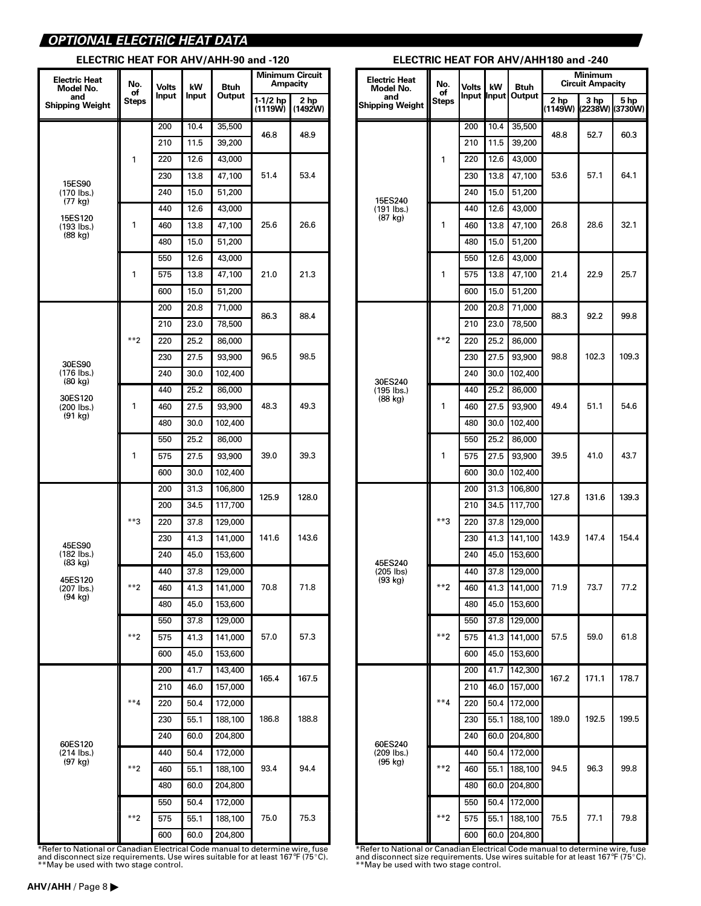## OPTIONAL ELECTRIC HEAT DATA

### ELECTRIC HEAT FOR AHV/AHH-90 and -120

| Electric Heat Model No. and Shipping Weight | No. of Steps | Volts Input | kW Input | Btuh Output | Minimum Circuit Ampacity | |
|---|---|---|---|---|---|---|
| | | | | | 1-1/2 hp (1119W) | 2 hp (1492W) |
| 15ES90 (170 lbs.) (77 kg) 15ES120 (193 lbs.) (88 kg) | 1 | 200 | 10.4 | 35,500 | 46.8 | 48.9 |
| | | 210 | 11.5 | 39,200 | | |
| | | 220 | 12.6 | 43,000 | 51.4 | 53.4 |
| | | 230 | 13.8 | 47,100 | | |
| | | 240 | 15.0 | 51,200 | | |
| | 1 | 440 | 12.6 | 43,000 | 25.6 | 26.6 |
| | | 460 | 13.8 | 47,100 | | |
| | | 480 | 15.0 | 51,200 | | |
| | 1 | 550 | 12.6 | 43,000 | 21.0 | 21.3 |
| | | 575 | 13.8 | 47,100 | | |
| | | 600 | 15.0 | 51,200 | | |
| 30ES90 (176 lbs.) (80 kg) 30ES120 (200 lbs.) (91 kg) | **2 | 200 | 20.8 | 71,000 | 86.3 | 88.4 |
| | | 210 | 23.0 | 78,500 | | |
| | | 220 | 25.2 | 86,000 | 96.5 | 98.5 |
| | | 230 | 27.5 | 93,900 | | |
| | | 240 | 30.0 | 102,400 | | |
| | 1 | 440 | 25.2 | 86,000 | 48.3 | 49.3 |
| | | 460 | 27.5 | 93,900 | | |
| | | 480 | 30.0 | 102,400 | | |
| | 1 | 550 | 25.2 | 86,000 | 39.0 | 39.3 |
| | | 575 | 27.5 | 93,900 | | |
| | | 600 | 30.0 | 102,400 | | |
| 45ES90 (182 lbs.) (83 kg) 45ES120 (207 lbs.) (94 kg) | **3 | 200 | 31.3 | 106,800 | 125.9 | 128.0 |
| | | 200 | 34.5 | 117,700 | | |
| | | 220 | 37.8 | 129,000 | 141.6 | 143.6 |
| | | 230 | 41.3 | 141,000 | | |
| | | 240 | 45.0 | 153,600 | | |
| | **2 | 440 | 37.8 | 129,000 | 70.8 | 71.8 |
| | | 460 | 41.3 | 141,000 | | |
| | | 480 | 45.0 | 153,600 | | |
| | **2 | 550 | 37.8 | 129,000 | 57.0 | 57.3 |
| | | 575 | 41.3 | 141,000 | | |
| | | 600 | 45.0 | 153,600 | | |
| 60ES120 (214 lbs.) (97 kg) | **4 | 200 | 41.7 | 143,400 | 165.4 | 167.5 |
| | | 210 | 46.0 | 157,000 | | |
| | | 220 | 50.4 | 172,000 | 186.8 | 188.8 |
| | | 230 | 55.1 | 188,100 | | |
| | | 240 | 60.0 | 204,800 | | |
| | **2 | 440 | 50.4 | 172,000 | 93.4 | 94.4 |
| | | 460 | 55.1 | 188,100 | | |
| | | 480 | 60.0 | 204,800 | | |
| | **2 | 550 | 50.4 | 172,000 | 75.0 | 75.3 |
| | | 575 | 55.1 | 188,100 | | |
| | | 600 | 60.0 | 204,800 | | |

*Refer to National or Canadian Electrical Code manual to determine wire, fuse and disconnect size requirements. Use wires suitable for at least 167°F (75°C).
**May be used with two stage control.

### ELECTRIC HEAT FOR AHV/AHH180 and -240

| Electric Heat Model No. and Shipping Weight | No. of Steps | Volts Input | kW Input | Btuh Output | Minimum Circuit Ampacity | | |
|---|---|---|---|---|---|---|---|
| | | | | | 2 hp (1149W) | 3 hp (2238W) | 5 hp (3730W) |
| 15ES240 (191 lbs.) (87 kg) | 1 | 200 | 10.4 | 35,500 | 48.8 | 52.7 | 60.3 |
| | | 210 | 11.5 | 39,200 | | | |
| | | 220 | 12.6 | 43,000 | 53.6 | 57.1 | 64.1 |
| | | 230 | 13.8 | 47,100 | | | |
| | | 240 | 15.0 | 51,200 | | | |
| | 1 | 440 | 12.6 | 43,000 | 26.8 | 28.6 | 32.1 |
| | | 460 | 13.8 | 47,100 | | | |
| | | 480 | 15.0 | 51,200 | | | |
| | 1 | 550 | 12.6 | 43,000 | 21.4 | 22.9 | 25.7 |
| | | 575 | 13.8 | 47,100 | | | |
| | | 600 | 15.0 | 51,200 | | | |
| 30ES240 (195 lbs.) (88 kg) | **2 | 200 | 20.8 | 71,000 | 88.3 | 92.2 | 99.8 |
| | | 210 | 23.0 | 78,500 | | | |
| | | 220 | 25.2 | 86,000 | 98.8 | 102.3 | 109.3 |
| | | 230 | 27.5 | 93,900 | | | |
| | | 240 | 30.0 | 102,400 | | | |
| | 1 | 440 | 25.2 | 86,000 | 49.4 | 51.1 | 54.6 |
| | | 460 | 27.5 | 93,900 | | | |
| | | 480 | 30.0 | 102,400 | | | |
| | 1 | 550 | 25.2 | 86,000 | 39.5 | 41.0 | 43.7 |
| | | 575 | 27.5 | 93,900 | | | |
| | | 600 | 30.0 | 102,400 | | | |
| 45ES240 (205 lbs) (93 kg) | **3 | 200 | 31.3 | 106,800 | 127.8 | 131.6 | 139.3 |
| | | 210 | 34.5 | 117,700 | | | |
| | | 220 | 37.8 | 129,000 | 143.9 | 147.4 | 154.4 |
| | | 230 | 41.3 | 141,100 | | | |
| | | 240 | 45.0 | 153,600 | | | |
| | **2 | 440 | 37.8 | 129,000 | 71.9 | 73.7 | 77.2 |
| | | 460 | 41.3 | 141,000 | | | |
| | | 480 | 45.0 | 153,600 | | | |
| | **2 | 550 | 37.8 | 129,000 | 57.5 | 59.0 | 61.8 |
| | | 575 | 41.3 | 141,000 | | | |
| | | 600 | 45.0 | 153,600 | | | |
| 60ES240 (209 lbs.) (95 kg) | **4 | 200 | 41.7 | 142,300 | 167.2 | 171.1 | 178.7 |
| | | 210 | 46.0 | 157,000 | | | |
| | | 220 | 50.4 | 172,000 | 189.0 | 192.5 | 199.5 |
| | | 230 | 55.1 | 188,100 | | | |
| | | 240 | 60.0 | 204,800 | | | |
| | **2 | 440 | 50.4 | 172,000 | 94.5 | 96.3 | 99.8 |
| | | 460 | 55.1 | 188,100 | | | |
| | | 480 | 60.0 | 204,800 | | | |
| | **2 | 550 | 50.4 | 172,000 | 75.5 | 77.1 | 79.8 |
| | | 575 | 55.1 | 188,100 | | | |
| | | 600 | 60.0 | 204,800 | | | |

*Refer to National or Canadian Electrical Code manual to determine wire, fuse and disconnect size requirements. Use wires suitable for at least 167°F (75°C).
**May be used with two stage control.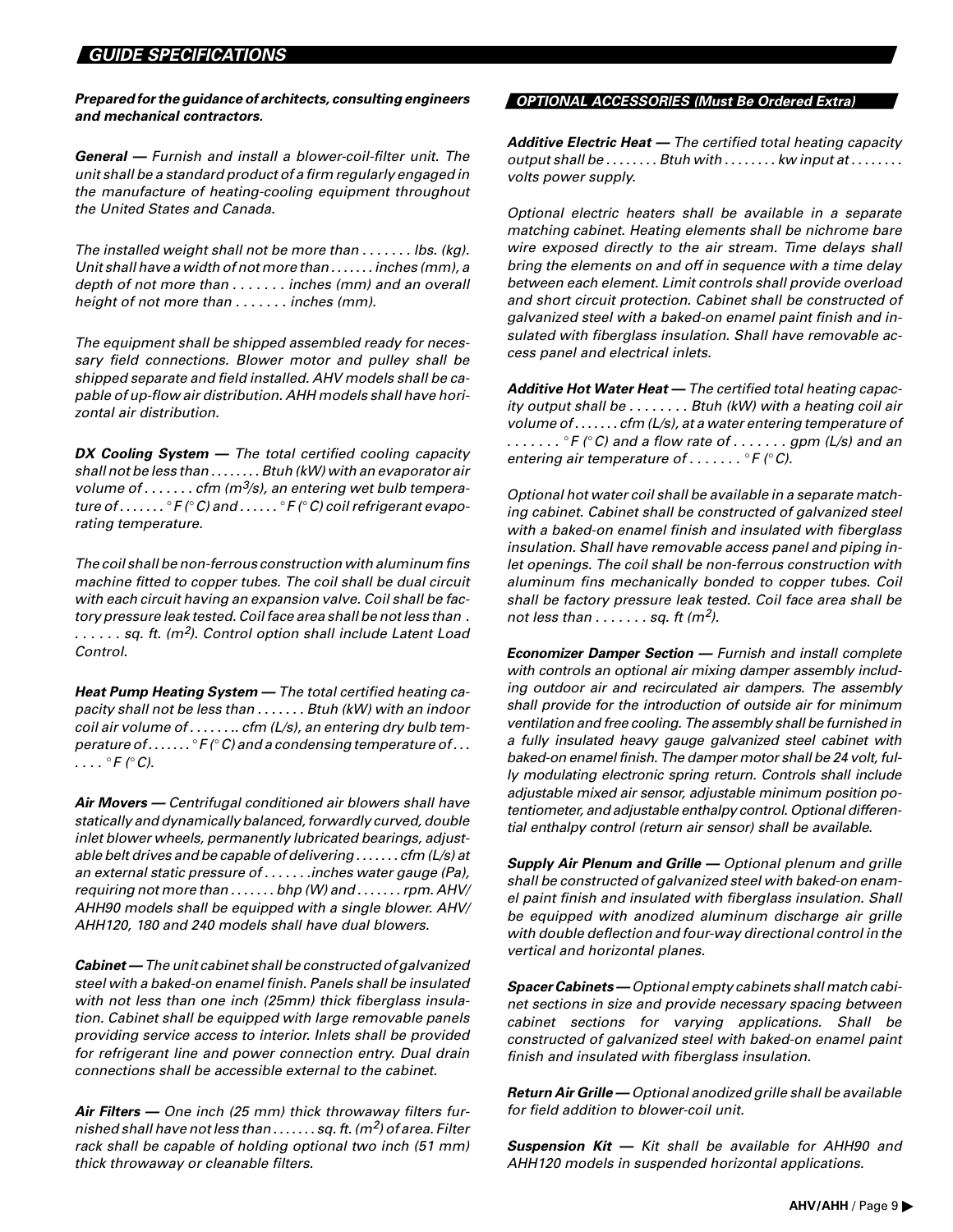## GUIDE SPECIFICATIONS

***Prepared for the guidance of architects, consulting engineers and mechanical contractors.***

***General —*** *Furnish and install a blower-coil-filter unit. The unit shall be a standard product of a firm regularly engaged in the manufacture of heating-cooling equipment throughout the United States and Canada.*

*The installed weight shall not be more than . . . . . . . lbs. (kg). Unit shall have a width of not more than . . . . . . . inches (mm), a depth of not more than . . . . . . . inches (mm) and an overall height of not more than . . . . . . . inches (mm).*

*The equipment shall be shipped assembled ready for necessary field connections. Blower motor and pulley shall be shipped separate and field installed. AHV models shall be capable of up-flow air distribution. AHH models shall have horizontal air distribution.*

***DX Cooling System —*** *The total certified cooling capacity shall not be less than . . . . . . . . Btuh (kW) with an evaporator air volume of . . . . . . . cfm ($m^3/s$), an entering wet bulb temperature of . . . . . . . ° F (° C) and . . . . . . ° F (° C) coil refrigerant evaporating temperature.*

*The coil shall be non-ferrous construction with aluminum fins machine fitted to copper tubes. The coil shall be dual circuit with each circuit having an expansion valve. Coil shall be factory pressure leak tested. Coil face area shall be not less than . . . . . . . sq. ft. ($m^2$). Control option shall include Latent Load Control.*

***Heat Pump Heating System —*** *The total certified heating capacity shall not be less than . . . . . . . Btuh (kW) with an indoor coil air volume of . . . . . . .. cfm (L/s), an entering dry bulb temperature of . . . . . . . ° F (° C) and a condensing temperature of . . . . . . . ° F (° C).*

***Air Movers —*** *Centrifugal conditioned air blowers shall have statically and dynamically balanced, forwardly curved, double inlet blower wheels, permanently lubricated bearings, adjustable belt drives and be capable of delivering . . . . . . . cfm (L/s) at an external static pressure of . . . . . . .inches water gauge (Pa), requiring not more than . . . . . . . bhp (W) and . . . . . . . rpm. AHV/AHH90 models shall be equipped with a single blower. AHV/AHH120, 180 and 240 models shall have dual blowers.*

***Cabinet —*** *The unit cabinet shall be constructed of galvanized steel with a baked-on enamel finish. Panels shall be insulated with not less than one inch (25mm) thick fiberglass insulation. Cabinet shall be equipped with large removable panels providing service access to interior. Inlets shall be provided for refrigerant line and power connection entry. Dual drain connections shall be accessible external to the cabinet.*

***Air Filters —*** *One inch (25 mm) thick throwaway filters furnished shall have not less than . . . . . . . sq. ft. ($m^2$) of area. Filter rack shall be capable of holding optional two inch (51 mm) thick throwaway or cleanable filters.*

### OPTIONAL ACCESSORIES (Must Be Ordered Extra)

***Additive Electric Heat —*** *The certified total heating capacity output shall be . . . . . . . . Btuh with . . . . . . . . kw input at . . . . . . . . volts power supply.*

*Optional electric heaters shall be available in a separate matching cabinet. Heating elements shall be nichrome bare wire exposed directly to the air stream. Time delays shall bring the elements on and off in sequence with a time delay between each element. Limit controls shall provide overload and short circuit protection. Cabinet shall be constructed of galvanized steel with a baked-on enamel paint finish and insulated with fiberglass insulation. Shall have removable access panel and electrical inlets.*

***Additive Hot Water Heat —*** *The certified total heating capacity output shall be . . . . . . . . Btuh (kW) with a heating coil air volume of . . . . . . . cfm (L/s), at a water entering temperature of . . . . . . . ° F (° C) and a flow rate of . . . . . . . gpm (L/s) and an entering air temperature of . . . . . . . ° F (° C).*

*Optional hot water coil shall be available in a separate matching cabinet. Cabinet shall be constructed of galvanized steel with a baked-on enamel finish and insulated with fiberglass insulation. Shall have removable access panel and piping inlet openings. The coil shall be non-ferrous construction with aluminum fins mechanically bonded to copper tubes. Coil shall be factory pressure leak tested. Coil face area shall be not less than . . . . . . . sq. ft ($m^2$).*

***Economizer Damper Section —*** *Furnish and install complete with controls an optional air mixing damper assembly including outdoor air and recirculated air dampers. The assembly shall provide for the introduction of outside air for minimum ventilation and free cooling. The assembly shall be furnished in a fully insulated heavy gauge galvanized steel cabinet with baked-on enamel finish. The damper motor shall be 24 volt, fully modulating electronic spring return. Controls shall include adjustable mixed air sensor, adjustable minimum position potentiometer, and adjustable enthalpy control. Optional differential enthalpy control (return air sensor) shall be available.*

***Supply Air Plenum and Grille —*** *Optional plenum and grille shall be constructed of galvanized steel with baked-on enamel paint finish and insulated with fiberglass insulation. Shall be equipped with anodized aluminum discharge air grille with double deflection and four-way directional control in the vertical and horizontal planes.*

***Spacer Cabinets —*** *Optional empty cabinets shall match cabinet sections in size and provide necessary spacing between cabinet sections for varying applications. Shall be constructed of galvanized steel with baked-on enamel paint finish and insulated with fiberglass insulation.*

***Return Air Grille —*** *Optional anodized grille shall be available for field addition to blower-coil unit.*

***Suspension Kit —*** *Kit shall be available for AHH90 and AHH120 models in suspended horizontal applications.*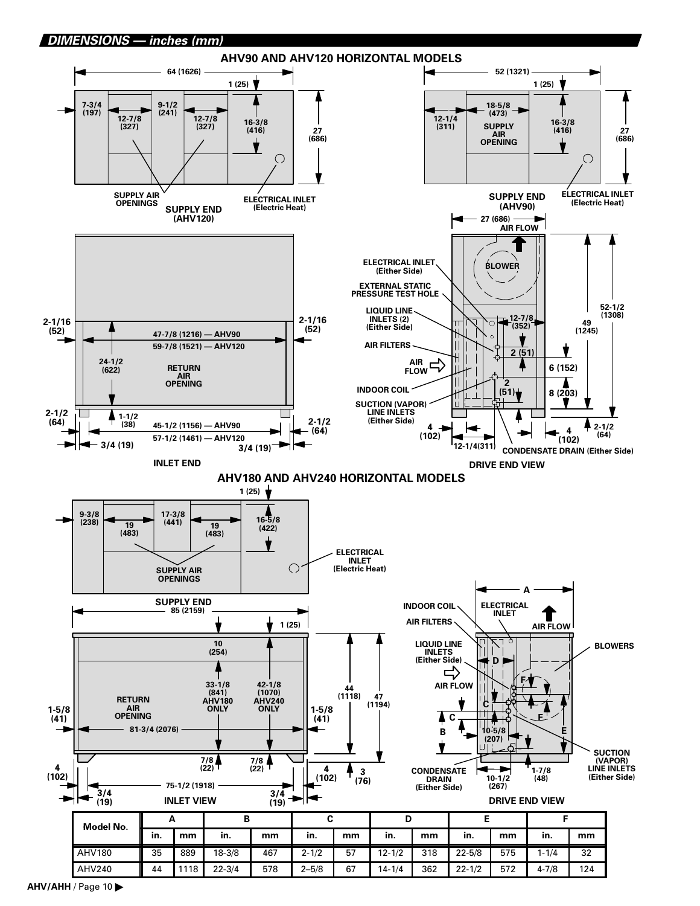## DIMENSIONS — inches (mm)

### AHV90 AND AHV120 HORIZONTAL MODELS

64 (1626)
1 (25)
7-3/4 (197)
9-1/2 (241)
12-7/8 (327)
12-7/8 (327)
16-3/8 (416)
27 (686)
SUPPLY AIR OPENINGS
SUPPLY END (AHV120)
ELECTRICAL INLET (Electric Heat)

52 (1321)
1 (25)
12-1/4 (311)
18-5/8 (473)
SUPPLY AIR OPENING
16-3/8 (416)
27 (686)
SUPPLY END (AHV90)
ELECTRICAL INLET (Electric Heat)

2-1/16 (52)
2-1/16 (52)
47-7/8 (1216) — AHV90
59-7/8 (1521) — AHV120
24-1/2 (622)
RETURN AIR OPENING
2-1/2 (64)
1-1/2 (38)
45-1/2 (1156) — AHV90
57-1/2 (1461) — AHV120
2-1/2 (64)
3/4 (19)
3/4 (19)
INLET END

27 (686)
AIR FLOW
BLOWER
ELECTRICAL INLET (Either Side)
EXTERNAL STATIC PRESSURE TEST HOLE
LIQUID LINE INLETS (2) (Either Side)
AIR FILTERS
AIR FLOW
INDOOR COIL
SUCTION (VAPOR) LINE INLETS (Either Side)
12-7/8 (352)
2 (51)
2 (51)
6 (152)
8 (203)
49 (1245)
52-1/2 (1308)
4 (102)
12-1/4(311)
4 (102)
2-1/2 (64)
CONDENSATE DRAIN (Either Side)
DRIVE END VIEW

### AHV180 AND AHV240 HORIZONTAL MODELS

1 (25)
9-3/8 (238)
19 (483)
17-3/8 (441)
19 (483)
16-5/8 (422)
ELECTRICAL INLET (Electric Heat)
SUPPLY AIR OPENINGS
SUPPLY END

85 (2159)
1 (25)
10 (254)
33-1/8 (841) AHV180 ONLY
42-1/8 (1070) AHV240 ONLY
RETURN AIR OPENING
1-5/8 (41)
1-5/8 (41)
81-3/4 (2076)
44 (1118)
47 (1194)
7/8 (22)
7/8 (22)
4 (102)
4 (102)
3 (76)
75-1/2 (1918)
3/4 (19)
3/4 (19)
INLET VIEW

A
INDOOR COIL
ELECTRICAL INLET
AIR FILTERS
AIR FLOW
LIQUID LINE INLETS (Either Side)
BLOWERS
AIR FLOW
D
F
C
C
F
B
E
10-5/8 (207)
CONDENSATE DRAIN (Either Side)
10-1/2 (267)
1-7/8 (48)
SUCTION (VAPOR) LINE INLETS (Either Side)
DRIVE END VIEW

| Model No. | A | | B | | C | | D | | E | | F | |
|---|---|---|---|---|---|---|---|---|---|---|---|---|
| | in. | mm | in. | mm | in. | mm | in. | mm | in. | mm | in. | mm |
| AHV180 | 35 | 889 | 18-3/8 | 467 | 2-1/2 | 57 | 12-1/2 | 318 | 22-5/8 | 575 | 1-1/4 | 32 |
| AHV240 | 44 | 1118 | 22-3/4 | 578 | 2–5/8 | 67 | 14-1/4 | 362 | 22-1/2 | 572 | 4-7/8 | 124 |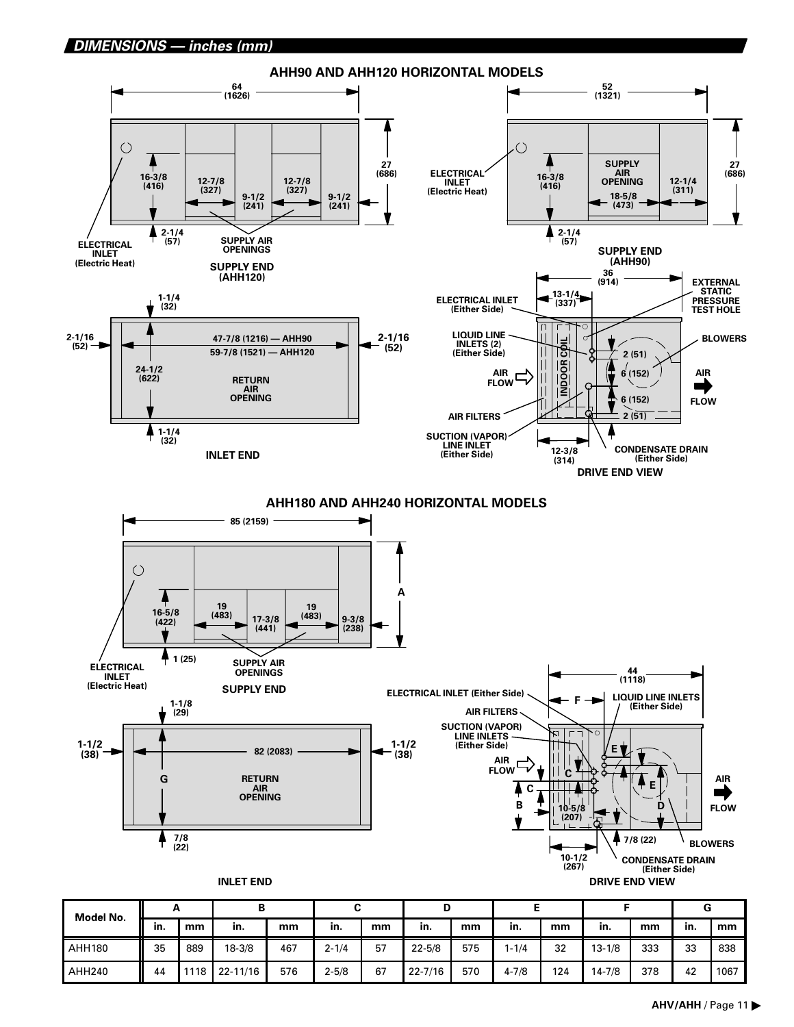## DIMENSIONS — inches (mm)

### AHH90 AND AHH120 HORIZONTAL MODELS

64 (1626)
27 (686)
16-3/8 (416)
12-7/8 (327)
9-1/2 (241)
12-7/8 (327)
9-1/2 (241)
2-1/4 (57)
ELECTRICAL INLET (Electric Heat)
SUPPLY AIR OPENINGS
SUPPLY END (AHH120)

52 (1321)
27 (686)
ELECTRICAL INLET (Electric Heat)
16-3/8 (416)
SUPPLY AIR OPENING
18-5/8 (473)
12-1/4 (311)
2-1/4 (57)
SUPPLY END (AHH90)

1-1/4 (32)
2-1/16 (52)
47-7/8 (1216) — AHH90
59-7/8 (1521) — AHH120
2-1/16 (52)
24-1/2 (622)
RETURN AIR OPENING
1-1/4 (32)
INLET END

36 (914)
13-1/4 (337)
ELECTRICAL INLET (Either Side)
EXTERNAL STATIC PRESSURE TEST HOLE
LIQUID LINE INLETS (2) (Either Side)
BLOWERS
INDOOR COIL
AIR FLOW
2 (51)
6 (152)
6 (152)
2 (51)
AIR FLOW
AIR FILTERS
SUCTION (VAPOR) LINE INLET (Either Side)
12-3/8 (314)
CONDENSATE DRAIN (Either Side)
DRIVE END VIEW

### AHH180 AND AHH240 HORIZONTAL MODELS

85 (2159)
A
16-5/8 (422)
19 (483)
17-3/8 (441)
19 (483)
9-3/8 (238)
1 (25)
ELECTRICAL INLET (Electric Heat)
SUPPLY AIR OPENINGS
SUPPLY END

1-1/8 (29)
1-1/2 (38)
82 (2083)
1-1/2 (38)
G
RETURN AIR OPENING
7/8 (22)
INLET END

44 (1118)
ELECTRICAL INLET (Either Side)
F
LIQUID LINE INLETS (Either Side)
AIR FILTERS
SUCTION (VAPOR) LINE INLETS (Either Side)
E
AIR FLOW
C
C
E
B
10-5/8 (207)
D
AIR FLOW
7/8 (22)
BLOWERS
10-1/2 (267)
CONDENSATE DRAIN (Either Side)
DRIVE END VIEW

| Model No. | A | | B | | C | | D | | E | | F | | G | |
|---|---|---|---|---|---|---|---|---|---|---|---|---|---|---|
| | in. | mm | in. | mm | in. | mm | in. | mm | in. | mm | in. | mm | in. | mm |
| AHH180 | 35 | 889 | 18-3/8 | 467 | 2-1/4 | 57 | 22-5/8 | 575 | 1-1/4 | 32 | 13-1/8 | 333 | 33 | 838 |
| AHH240 | 44 | 1118 | 22-11/16 | 576 | 2-5/8 | 67 | 22-7/16 | 570 | 4-7/8 | 124 | 14-7/8 | 378 | 42 | 1067 |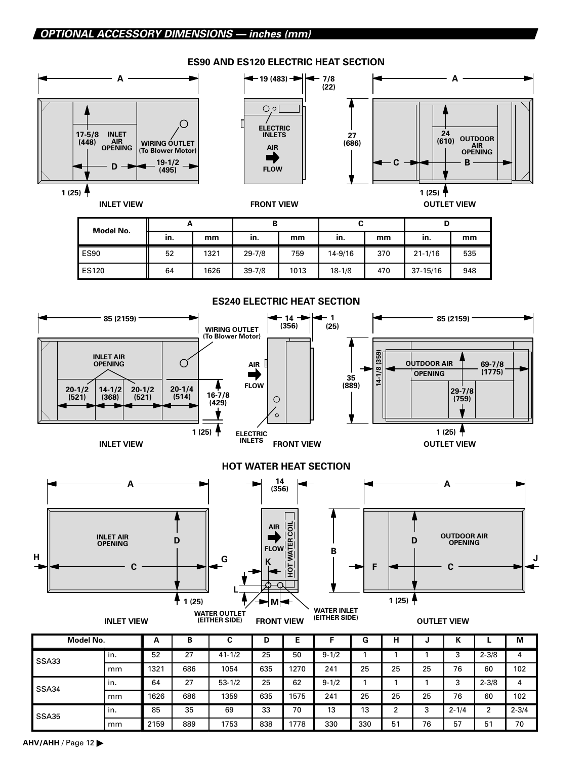## OPTIONAL ACCESSORY DIMENSIONS — inches (mm)

### ES90 AND ES120 ELECTRIC HEAT SECTION

A
17-5/8 (448)
INLET AIR OPENING
WIRING OUTLET (To Blower Motor)
D
19-1/2 (495)
1 (25)
INLET VIEW

19 (483)
7/8 (22)
ELECTRIC INLETS
AIR FLOW
27 (686)
FRONT VIEW

A
24 (610)
OUTDOOR AIR OPENING
C
B
1 (25)
OUTLET VIEW

| Model No. | A | | B | | C | | D | |
|---|---|---|---|---|---|---|---|---|
| | in. | mm | in. | mm | in. | mm | in. | mm |
| ES90 | 52 | 1321 | 29-7/8 | 759 | 14-9/16 | 370 | 21-1/16 | 535 |
| ES120 | 64 | 1626 | 39-7/8 | 1013 | 18-1/8 | 470 | 37-15/16 | 948 |

### ES240 ELECTRIC HEAT SECTION

85 (2159)
INLET AIR OPENING
20-1/2 (521)
14-1/2 (368)
20-1/2 (521)
20-1/4 (514)
16-7/8 (429)
1 (25)
INLET VIEW

WIRING OUTLET (To Blower Motor)
14 (356)
1 (25)
AIR FLOW
ELECTRIC INLETS
35 (889)
FRONT VIEW

85 (2159)
14-1/8 (359)
OUTDOOR AIR OPENING
69-7/8 (1775)
29-7/8 (759)
1 (25)
OUTLET VIEW

### HOT WATER HEAT SECTION

A
INLET AIR OPENING
D
H
C
G
1 (25)
INLET VIEW

14 (356)
AIR FLOW
HOT WATER COIL
K
L
M
WATER OUTLET (EITHER SIDE)
WATER INLET (EITHER SIDE)
B
FRONT VIEW

A
D
OUTDOOR AIR OPENING
F
C
J
1 (25)
OUTLET VIEW

| Model No. | | A | B | C | D | E | F | G | H | J | K | L | M |
|---|---|---|---|---|---|---|---|---|---|---|---|---|---|
| SSA33 | in. | 52 | 27 | 41-1/2 | 25 | 50 | 9-1/2 | 1 | 1 | 1 | 3 | 2-3/8 | 4 |
| | mm | 1321 | 686 | 1054 | 635 | 1270 | 241 | 25 | 25 | 25 | 76 | 60 | 102 |
| SSA34 | in. | 64 | 27 | 53-1/2 | 25 | 62 | 9-1/2 | 1 | 1 | 1 | 3 | 2-3/8 | 4 |
| | mm | 1626 | 686 | 1359 | 635 | 1575 | 241 | 25 | 25 | 25 | 76 | 60 | 102 |
| SSA35 | in. | 85 | 35 | 69 | 33 | 70 | 13 | 13 | 2 | 3 | 2-1/4 | 2 | 2-3/4 |
| | mm | 2159 | 889 | 1753 | 838 | 1778 | 330 | 330 | 51 | 76 | 57 | 51 | 70 |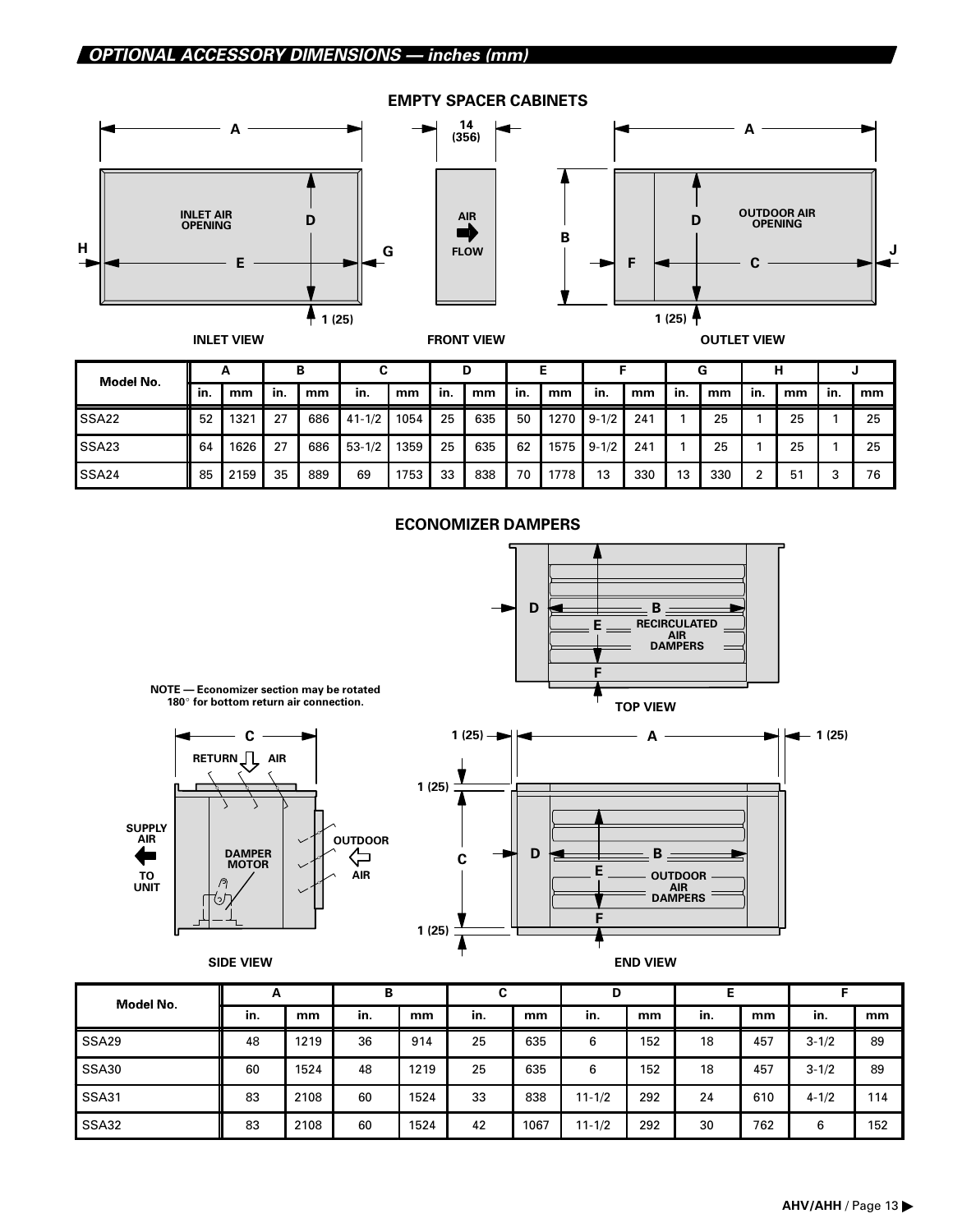## OPTIONAL ACCESSORY DIMENSIONS — inches (mm)

### EMPTY SPACER CABINETS

INLET VIEW

FRONT VIEW

OUTLET VIEW

| Model No. | A | | B | | C | | D | | E | | F | | G | | H | | J | |
|---|---|---|---|---|---|---|---|---|---|---|---|---|---|---|---|---|---|---|
| | in. | mm | in. | mm | in. | mm | in. | mm | in. | mm | in. | mm | in. | mm | in. | mm | in. | mm |
| SSA22 | 52 | 1321 | 27 | 686 | 41-1/2 | 1054 | 25 | 635 | 50 | 1270 | 9-1/2 | 241 | 1 | 25 | 1 | 25 | 1 | 25 |
| SSA23 | 64 | 1626 | 27 | 686 | 53-1/2 | 1359 | 25 | 635 | 62 | 1575 | 9-1/2 | 241 | 1 | 25 | 1 | 25 | 1 | 25 |
| SSA24 | 85 | 2159 | 35 | 889 | 69 | 1753 | 33 | 838 | 70 | 1778 | 13 | 330 | 13 | 330 | 2 | 51 | 3 | 76 |

### ECONOMIZER DAMPERS

NOTE — Economizer section may be rotated 180° for bottom return air connection.

TOP VIEW

SIDE VIEW

END VIEW

| Model No. | A | | B | | C | | D | | E | | F | |
|---|---|---|---|---|---|---|---|---|---|---|---|---|
| | in. | mm | in. | mm | in. | mm | in. | mm | in. | mm | in. | mm |
| SSA29 | 48 | 1219 | 36 | 914 | 25 | 635 | 6 | 152 | 18 | 457 | 3-1/2 | 89 |
| SSA30 | 60 | 1524 | 48 | 1219 | 25 | 635 | 6 | 152 | 18 | 457 | 3-1/2 | 89 |
| SSA31 | 83 | 2108 | 60 | 1524 | 33 | 838 | 11-1/2 | 292 | 24 | 610 | 4-1/2 | 114 |
| SSA32 | 83 | 2108 | 60 | 1524 | 42 | 1067 | 11-1/2 | 292 | 30 | 762 | 6 | 152 |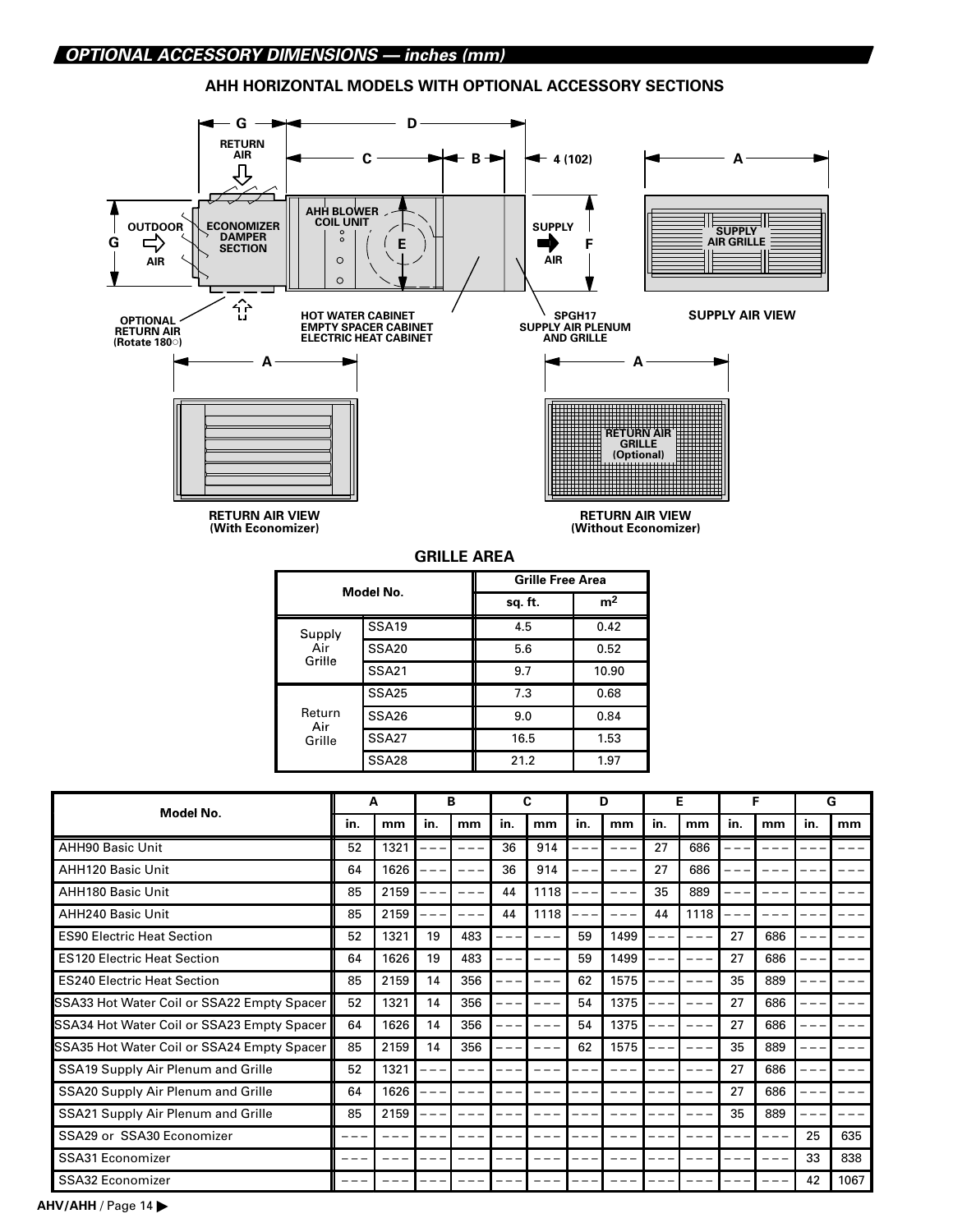## OPTIONAL ACCESSORY DIMENSIONS — inches (mm)

### AHH HORIZONTAL MODELS WITH OPTIONAL ACCESSORY SECTIONS

G
D
RETURN AIR
C
B
4 (102)
A
OUTDOOR AIR
ECONOMIZER DAMPER SECTION
AHH BLOWER COIL UNIT
E
SUPPLY AIR
F
SUPPLY AIR GRILLE
OPTIONAL RETURN AIR (Rotate 180○)
HOT WATER CABINET
EMPTY SPACER CABINET
ELECTRIC HEAT CABINET
SPGH17
SUPPLY AIR PLENUM AND GRILLE
SUPPLY AIR VIEW
A
A
RETURN AIR GRILLE (Optional)
RETURN AIR VIEW (With Economizer)
RETURN AIR VIEW (Without Economizer)

### GRILLE AREA

| Model No. | | Grille Free Area | |
|---|---|---|---|
| | | sq. ft. | $m^2$ |
| Supply Air Grille | SSA19 | 4.5 | 0.42 |
| | SSA20 | 5.6 | 0.52 |
| | SSA21 | 9.7 | 10.90 |
| Return Air Grille | SSA25 | 7.3 | 0.68 |
| | SSA26 | 9.0 | 0.84 |
| | SSA27 | 16.5 | 1.53 |
| | SSA28 | 21.2 | 1.97 |

| Model No. | A | | B | | C | | D | | E | | F | | G | |
|---|---|---|---|---|---|---|---|---|---|---|---|---|---|---|
| | in. | mm | in. | mm | in. | mm | in. | mm | in. | mm | in. | mm | in. | mm |
| AHH90 Basic Unit | 52 | 1321 | – – – | – – – | 36 | 914 | – – – | – – – | 27 | 686 | – – – | – – – | – – – | – – – |
| AHH120 Basic Unit | 64 | 1626 | – – – | – – – | 36 | 914 | – – – | – – – | 27 | 686 | – – – | – – – | – – – | – – – |
| AHH180 Basic Unit | 85 | 2159 | – – – | – – – | 44 | 1118 | – – – | – – – | 35 | 889 | – – – | – – – | – – – | – – – |
| AHH240 Basic Unit | 85 | 2159 | – – – | – – – | 44 | 1118 | – – – | – – – | 44 | 1118 | – – – | – – – | – – – | – – – |
| ES90 Electric Heat Section | 52 | 1321 | 19 | 483 | – – – | – – – | 59 | 1499 | – – – | – – – | 27 | 686 | – – – | – – – |
| ES120 Electric Heat Section | 64 | 1626 | 19 | 483 | – – – | – – – | 59 | 1499 | – – – | – – – | 27 | 686 | – – – | – – – |
| ES240 Electric Heat Section | 85 | 2159 | 14 | 356 | – – – | – – – | 62 | 1575 | – – – | – – – | 35 | 889 | – – – | – – – |
| SSA33 Hot Water Coil or SSA22 Empty Spacer | 52 | 1321 | 14 | 356 | – – – | – – – | 54 | 1375 | – – – | – – – | 27 | 686 | – – – | – – – |
| SSA34 Hot Water Coil or SSA23 Empty Spacer | 64 | 1626 | 14 | 356 | – – – | – – – | 54 | 1375 | – – – | – – – | 27 | 686 | – – – | – – – |
| SSA35 Hot Water Coil or SSA24 Empty Spacer | 85 | 2159 | 14 | 356 | – – – | – – – | 62 | 1575 | – – – | – – – | 35 | 889 | – – – | – – – |
| SSA19 Supply Air Plenum and Grille | 52 | 1321 | – – – | – – – | – – – | – – – | – – – | – – – | – – – | – – – | 27 | 686 | – – – | – – – |
| SSA20 Supply Air Plenum and Grille | 64 | 1626 | – – – | – – – | – – – | – – – | – – – | – – – | – – – | – – – | 27 | 686 | – – – | – – – |
| SSA21 Supply Air Plenum and Grille | 85 | 2159 | – – – | – – – | – – – | – – – | – – – | – – – | – – – | – – – | 35 | 889 | – – – | – – – |
| SSA29 or SSA30 Economizer | – – – | – – – | – – – | – – – | – – – | – – – | – – – | – – – | – – – | – – – | – – – | – – – | 25 | 635 |
| SSA31 Economizer | – – – | – – – | – – – | – – – | – – – | – – – | – – – | – – – | – – – | – – – | – – – | – – – | 33 | 838 |
| SSA32 Economizer | – – – | – – – | – – – | – – – | – – – | – – – | – – – | – – – | – – – | – – – | – – – | – – – | 42 | 1067 |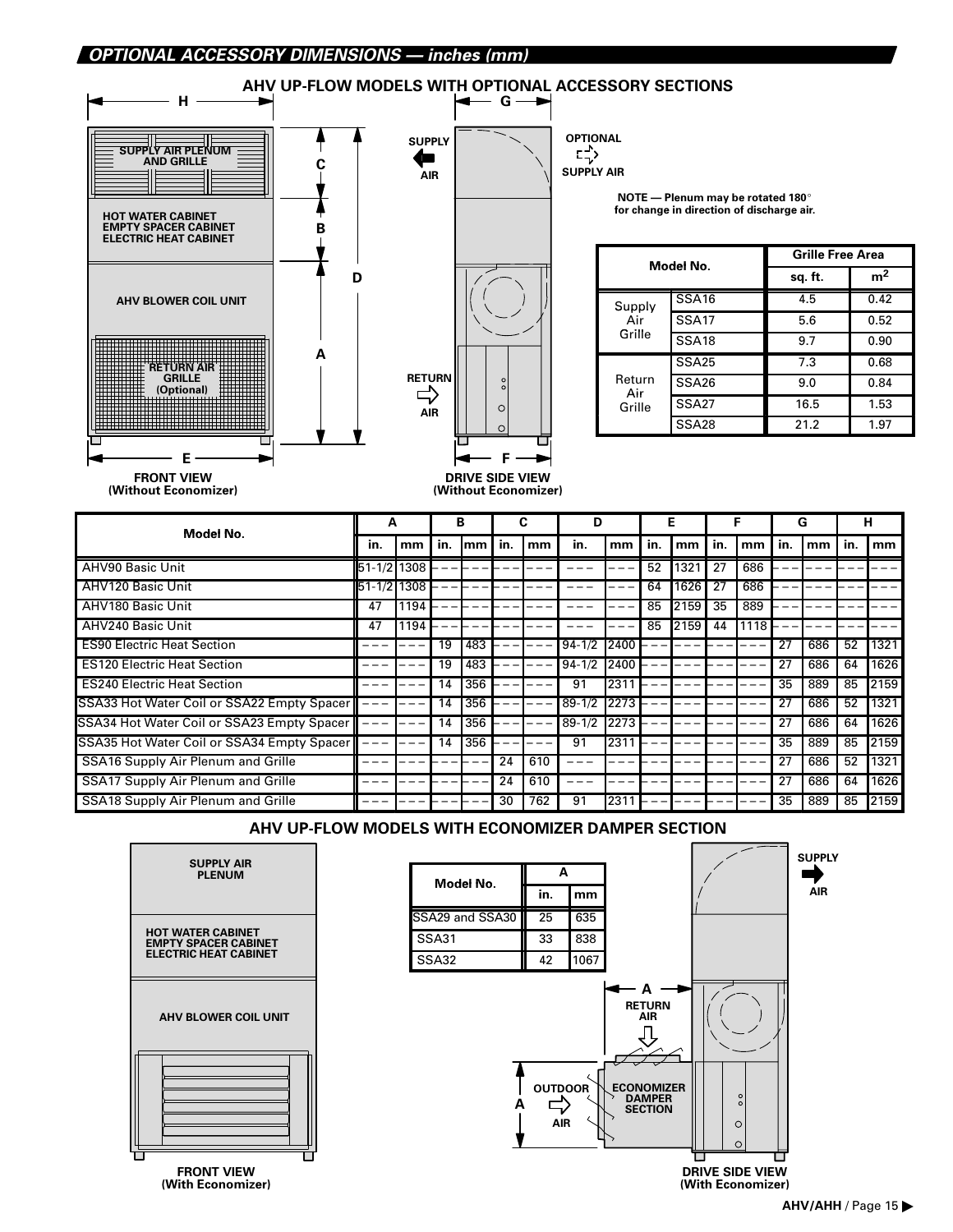## OPTIONAL ACCESSORY DIMENSIONS — inches (mm)

### AHV UP-FLOW MODELS WITH OPTIONAL ACCESSORY SECTIONS

H

G

SUPPLY AIR PLENUM AND GRILLE

HOT WATER CABINET
EMPTY SPACER CABINET
ELECTRIC HEAT CABINET

AHV BLOWER COIL UNIT

RETURN AIR GRILLE (Optional)

C

B

D

A

E

F

SUPPLY AIR

RETURN AIR

OPTIONAL SUPPLY AIR

**NOTE — Plenum may be rotated 180° for change in direction of discharge air.**

**FRONT VIEW (Without Economizer)**

**DRIVE SIDE VIEW (Without Economizer)**

| Model No. | | Grille Free Area | |
|---|---|---|---|
| | | sq. ft. | $m^2$ |
| Supply Air Grille | SSA16 | 4.5 | 0.42 |
| | SSA17 | 5.6 | 0.52 |
| | SSA18 | 9.7 | 0.90 |
| Return Air Grille | SSA25 | 7.3 | 0.68 |
| | SSA26 | 9.0 | 0.84 |
| | SSA27 | 16.5 | 1.53 |
| | SSA28 | 21.2 | 1.97 |

| Model No. | A | | B | | C | | D | | E | | F | | G | | H | |
|---|---|---|---|---|---|---|---|---|---|---|---|---|---|---|---|---|
| | in. | mm | in. | mm | in. | mm | in. | mm | in. | mm | in. | mm | in. | mm | in. | mm |
| AHV90 Basic Unit | 51-1/2 | 1308 | --- | --- | --- | --- | --- | --- | 52 | 1321 | 27 | 686 | --- | --- | --- | --- |
| AHV120 Basic Unit | 51-1/2 | 1308 | --- | --- | --- | --- | --- | --- | 64 | 1626 | 27 | 686 | --- | --- | --- | --- |
| AHV180 Basic Unit | 47 | 1194 | --- | --- | --- | --- | --- | --- | 85 | 2159 | 35 | 889 | --- | --- | --- | --- |
| AHV240 Basic Unit | 47 | 1194 | --- | --- | --- | --- | --- | --- | 85 | 2159 | 44 | 1118 | --- | --- | --- | --- |
| ES90 Electric Heat Section | --- | --- | 19 | 483 | --- | --- | 94-1/2 | 2400 | --- | --- | --- | --- | 27 | 686 | 52 | 1321 |
| ES120 Electric Heat Section | --- | --- | 19 | 483 | --- | --- | 94-1/2 | 2400 | --- | --- | --- | --- | 27 | 686 | 64 | 1626 |
| ES240 Electric Heat Section | --- | --- | 14 | 356 | --- | --- | 91 | 2311 | --- | --- | --- | --- | 35 | 889 | 85 | 2159 |
| SSA33 Hot Water Coil or SSA22 Empty Spacer | --- | --- | 14 | 356 | --- | --- | 89-1/2 | 2273 | --- | --- | --- | --- | 27 | 686 | 52 | 1321 |
| SSA34 Hot Water Coil or SSA23 Empty Spacer | --- | --- | 14 | 356 | --- | --- | 89-1/2 | 2273 | --- | --- | --- | --- | 27 | 686 | 64 | 1626 |
| SSA35 Hot Water Coil or SSA34 Empty Spacer | --- | --- | 14 | 356 | --- | --- | 91 | 2311 | --- | --- | --- | --- | 35 | 889 | 85 | 2159 |
| SSA16 Supply Air Plenum and Grille | --- | --- | --- | --- | 24 | 610 | --- | --- | --- | --- | --- | --- | 27 | 686 | 52 | 1321 |
| SSA17 Supply Air Plenum and Grille | --- | --- | --- | --- | 24 | 610 | --- | --- | --- | --- | --- | --- | 27 | 686 | 64 | 1626 |
| SSA18 Supply Air Plenum and Grille | --- | --- | --- | --- | 30 | 762 | 91 | 2311 | --- | --- | --- | --- | 35 | 889 | 85 | 2159 |

### AHV UP-FLOW MODELS WITH ECONOMIZER DAMPER SECTION

SUPPLY AIR PLENUM

HOT WATER CABINET
EMPTY SPACER CABINET
ELECTRIC HEAT CABINET

AHV BLOWER COIL UNIT

**FRONT VIEW (With Economizer)**

| Model No. | A | |
|---|---|---|
| | in. | mm |
| SSA29 and SSA30 | 25 | 635 |
| SSA31 | 33 | 838 |
| SSA32 | 42 | 1067 |

SUPPLY AIR

A

RETURN AIR

OUTDOOR AIR

ECONOMIZER DAMPER SECTION

A

**DRIVE SIDE VIEW (With Economizer)**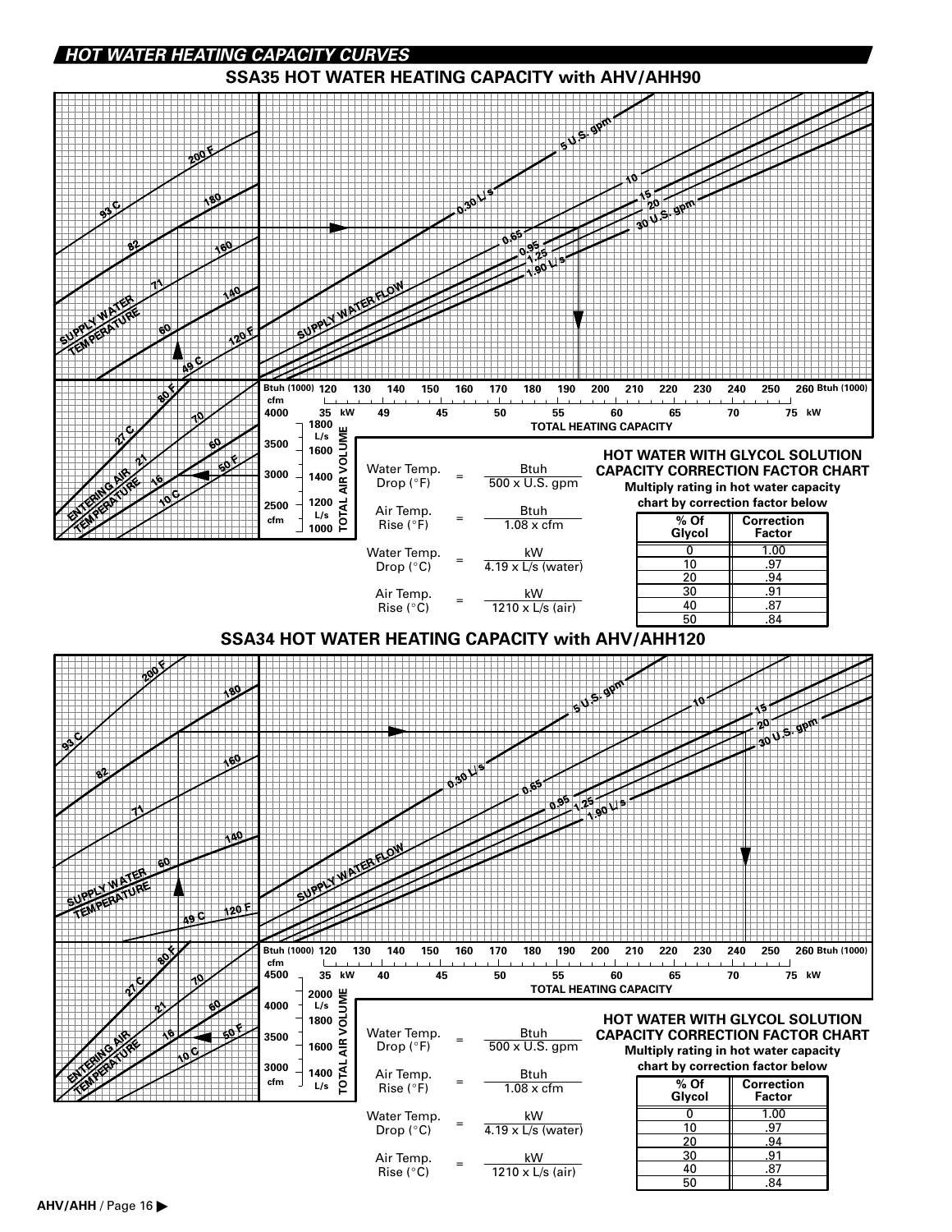## HOT WATER HEATING CAPACITY CURVES

### SSA35 HOT WATER HEATING CAPACITY with AHV/AHH90

SUPPLY WATER TEMPERATURE

200 F
180
160
140
120 F
93 C
82
71
60
49 C

SUPPLY WATER FLOW

5 U.S. gpm
10
15
20
30 U.S. gpm
0.30 L/s
0.65
0.95
1.25
1.90 L/s

ENTERING AIR TEMPERATURE

80 F
70
60
50 F
27 C
21
16
10 C

TOTAL AIR VOLUME

cfm
4000
3500
3000
2500
cfm

L/s
1800
1600
1400
1200
1000
L/s

TOTAL HEATING CAPACITY

Btuh (1000) 120 130 140 150 160 170 180 190 200 210 220 230 240 250 260 Btuh (1000)

35 kW 49 45 50 55 60 65 70 75 kW

Water Temp. Drop (°F) = $\frac{\text{Btuh}}{500 \times \text{U.S. gpm}}$

Air Temp. Rise (°F) = $\frac{\text{Btuh}}{1.08 \times \text{cfm}}$

Water Temp. Drop (°C) = $\frac{\text{kW}}{4.19 \times \text{L/s (water)}}$

Air Temp. Rise (°C) = $\frac{\text{kW}}{1210 \times \text{L/s (air)}}$

**HOT WATER WITH GLYCOL SOLUTION CAPACITY CORRECTION FACTOR CHART**

**Multiply rating in hot water capacity chart by correction factor below**

| % Of Glycol | Correction Factor |
|---|---|
| 0 | 1.00 |
| 10 | .97 |
| 20 | .94 |
| 30 | .91 |
| 40 | .87 |
| 50 | .84 |

### SSA34 HOT WATER HEATING CAPACITY with AHV/AHH120

SUPPLY WATER TEMPERATURE

200 F
180
160
140
120 F
93 C
82
71
60
49 C

SUPPLY WATER FLOW

5 U.S. gpm
10
15
20
30 U.S. gpm
0.30 L/s
0.65
0.95
1.25
1.90 L/s

ENTERING AIR TEMPERATURE

80 F
70
60
50 F
27 C
21
16
10 C

TOTAL AIR VOLUME

cfm
4500
4000
3500
3000
cfm

L/s
2000
1800
1600
1400
L/s

TOTAL HEATING CAPACITY

Btuh (1000) 120 130 140 150 160 170 180 190 200 210 220 230 240 250 260 Btuh (1000)

35 kW 40 45 50 55 60 65 70 75 kW

Water Temp. Drop (°F) = $\frac{\text{Btuh}}{500 \times \text{U.S. gpm}}$

Air Temp. Rise (°F) = $\frac{\text{Btuh}}{1.08 \times \text{cfm}}$

Water Temp. Drop (°C) = $\frac{\text{kW}}{4.19 \times \text{L/s (water)}}$

Air Temp. Rise (°C) = $\frac{\text{kW}}{1210 \times \text{L/s (air)}}$

**HOT WATER WITH GLYCOL SOLUTION CAPACITY CORRECTION FACTOR CHART**

**Multiply rating in hot water capacity chart by correction factor below**

| % Of Glycol | Correction Factor |
|---|---|
| 0 | 1.00 |
| 10 | .97 |
| 20 | .94 |
| 30 | .91 |
| 40 | .87 |
| 50 | .84 |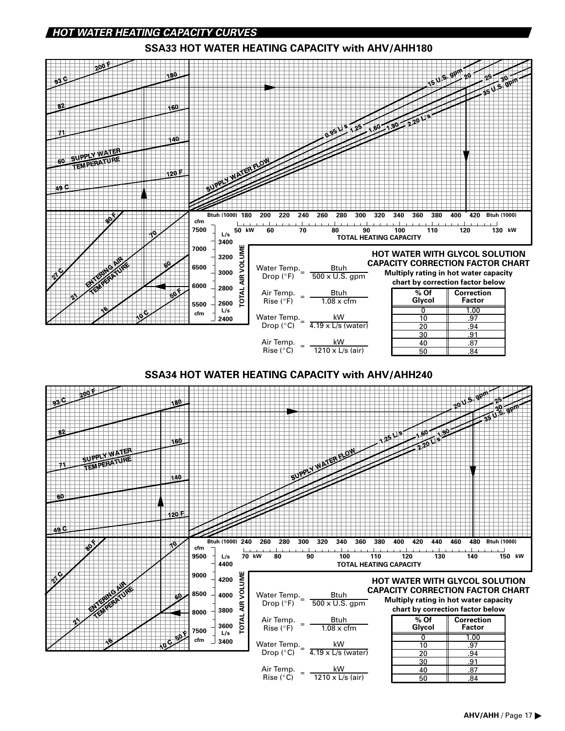## HOT WATER HEATING CAPACITY CURVES

### SSA33 HOT WATER HEATING CAPACITY with AHV/AHH180

SUPPLY WATER TEMPERATURE: 120 F / 49 C, 140 / 60, 160 / 71, 180 / 82, 200 F / 93 C

SUPPLY WATER FLOW: 15 U.S. gpm, 20, 25, 30, 35 U.S. gpm; 0.95 L/s, 1.25, 1.60, 1.90, 2.20 L/s

TOTAL HEATING CAPACITY: Btuh (1000) 180, 200, 220, 240, 260, 280, 300, 320, 340, 360, 380, 400, 420; kW 50, 60, 70, 80, 90, 100, 110, 120, 130

TOTAL AIR VOLUME: cfm 5500, 6000, 6500, 7000, 7500; L/s 2400, 2600, 2800, 3000, 3200, 3400

ENTERING AIR TEMPERATURE: 50 F / 10 C, 60 / 16, 70 / 21, 80 F / 27 C

$$\text{Water Temp. Drop (°F)} = \frac{\text{Btuh}}{500 \times \text{U.S. gpm}}$$

$$\text{Air Temp. Rise (°F)} = \frac{\text{Btuh}}{1.08 \times \text{cfm}}$$

$$\text{Water Temp. Drop (°C)} = \frac{\text{kW}}{4.19 \times \text{L/s (water)}}$$

$$\text{Air Temp. Rise (°C)} = \frac{\text{kW}}{1210 \times \text{L/s (air)}}$$

**HOT WATER WITH GLYCOL SOLUTION CAPACITY CORRECTION FACTOR CHART**

**Multiply rating in hot water capacity chart by correction factor below**

| % Of Glycol | Correction Factor |
|---|---|
| 0 | 1.00 |
| 10 | .97 |
| 20 | .94 |
| 30 | .91 |
| 40 | .87 |
| 50 | .84 |

### SSA34 HOT WATER HEATING CAPACITY with AHV/AHH240

SUPPLY WATER TEMPERATURE: 120 F / 49 C, 140 / 60, 160 / 71, 180 / 82, 200 F / 93 C

SUPPLY WATER FLOW: 20 U.S. gpm, 25, 30, 35 U.S. gpm; 1.25 L/s, 1.60, 1.90, 2.20 L/s

TOTAL HEATING CAPACITY: Btuh (1000) 240, 260, 280, 300, 320, 340, 360, 380, 400, 420, 440, 460, 480; kW 70, 80, 90, 100, 110, 120, 130, 140, 150

TOTAL AIR VOLUME: cfm 7500, 8000, 8500, 9000, 9500; L/s 3400, 3600, 3800, 4000, 4200, 4400

ENTERING AIR TEMPERATURE: 50 F / 10 C, 60 / 16, 70 / 21, 80 F / 27 C

$$\text{Water Temp. Drop (°F)} = \frac{\text{Btuh}}{500 \times \text{U.S. gpm}}$$

$$\text{Air Temp. Rise (°F)} = \frac{\text{Btuh}}{1.08 \times \text{cfm}}$$

$$\text{Water Temp. Drop (°C)} = \frac{\text{kW}}{4.19 \times \text{L/s (water)}}$$

$$\text{Air Temp. Rise (°C)} = \frac{\text{kW}}{1210 \times \text{L/s (air)}}$$

**HOT WATER WITH GLYCOL SOLUTION CAPACITY CORRECTION FACTOR CHART**

**Multiply rating in hot water capacity chart by correction factor below**

| % Of Glycol | Correction Factor |
|---|---|
| 0 | 1.00 |
| 10 | .97 |
| 20 | .94 |
| 30 | .91 |
| 40 | .87 |
| 50 | .84 |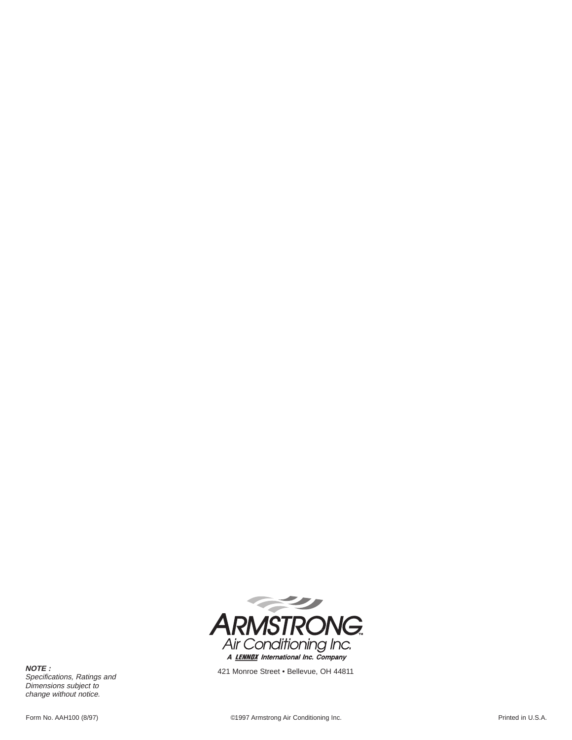**ARMSTRONG**
Air Conditioning Inc.
A LENNOX International Inc. Company

421 Monroe Street • Bellevue, OH 44811

***NOTE :***
*Specifications, Ratings and Dimensions subject to change without notice.*

Form No. AAH100 (8/97)

©1997 Armstrong Air Conditioning Inc.

Printed in U.S.A.